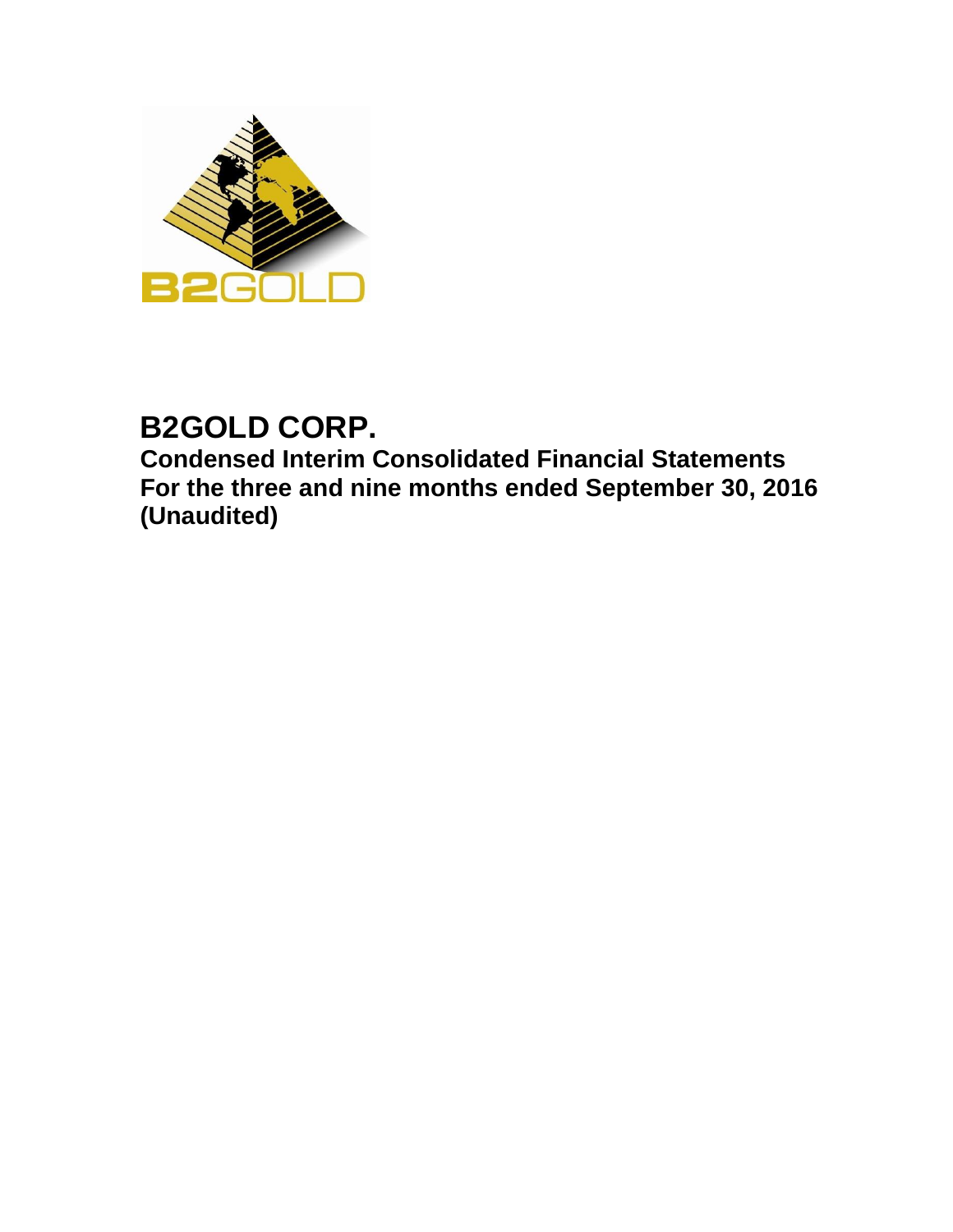# B2GOLD CORP.

## Condensed Interim Consolidated Financial Statements
## For the three and nine months ended September 30, 2016
## (Unaudited)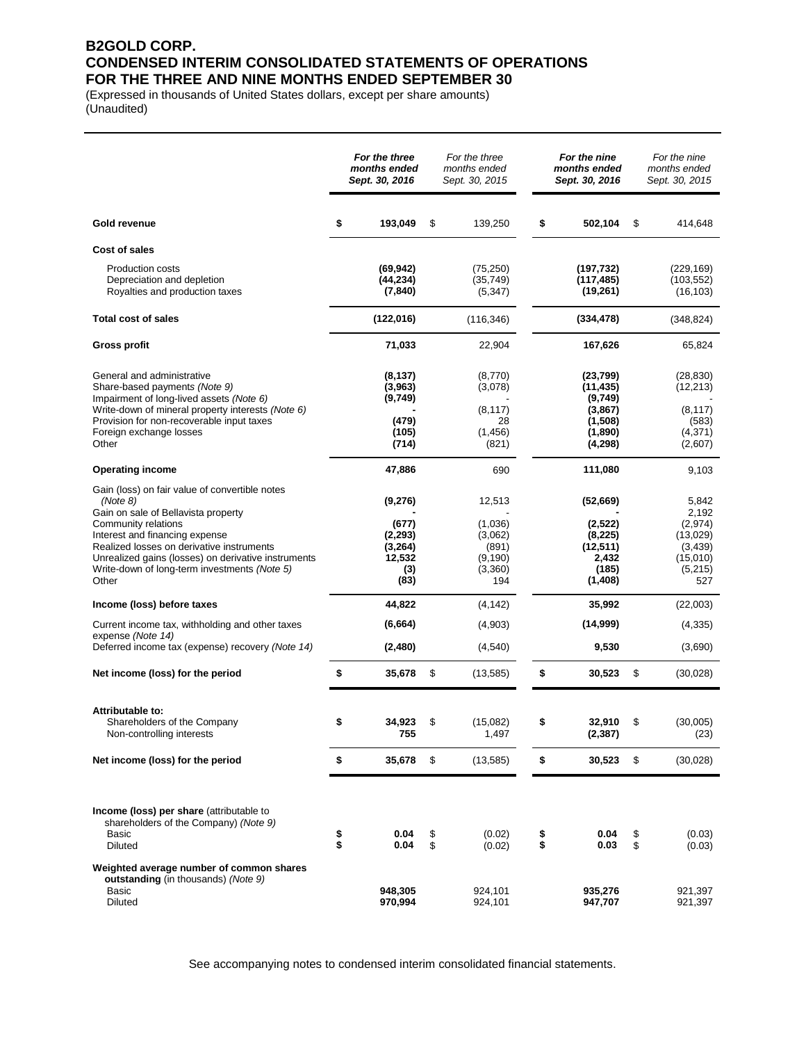# B2GOLD CORP.
# CONDENSED INTERIM CONSOLIDATED STATEMENTS OF OPERATIONS
# FOR THE THREE AND NINE MONTHS ENDED SEPTEMBER 30

(Expressed in thousands of United States dollars, except per share amounts)
(Unaudited)

| | ***For the three months ended Sept. 30, 2016*** | *For the three months ended Sept. 30, 2015* | ***For the nine months ended Sept. 30, 2016*** | *For the nine months ended Sept. 30, 2015* |
|---|---|---|---|---|
| **Gold revenue** | **$ 193,049** | $ 139,250 | **$ 502,104** | $ 414,648 |
| **Cost of sales** | | | | |
| Production costs | **(69,942)** | (75,250) | **(197,732)** | (229,169) |
| Depreciation and depletion | **(44,234)** | (35,749) | **(117,485)** | (103,552) |
| Royalties and production taxes | **(7,840)** | (5,347) | **(19,261)** | (16,103) |
| **Total cost of sales** | **(122,016)** | (116,346) | **(334,478)** | (348,824) |
| **Gross profit** | **71,033** | 22,904 | **167,626** | 65,824 |
| General and administrative | **(8,137)** | (8,770) | **(23,799)** | (28,830) |
| Share-based payments *(Note 9)* | **(3,963)** | (3,078) | **(11,435)** | (12,213) |
| Impairment of long-lived assets *(Note 6)* | **(9,749)** | - | **(9,749)** | - |
| Write-down of mineral property interests *(Note 6)* | **-** | (8,117) | **(3,867)** | (8,117) |
| Provision for non-recoverable input taxes | **(479)** | 28 | **(1,508)** | (583) |
| Foreign exchange losses | **(105)** | (1,456) | **(1,890)** | (4,371) |
| Other | **(714)** | (821) | **(4,298)** | (2,607) |
| **Operating income** | **47,886** | 690 | **111,080** | 9,103 |
| Gain (loss) on fair value of convertible notes *(Note 8)* | **(9,276)** | 12,513 | **(52,669)** | 5,842 |
| Gain on sale of Bellavista property | **-** | - | **-** | 2,192 |
| Community relations | **(677)** | (1,036) | **(2,522)** | (2,974) |
| Interest and financing expense | **(2,293)** | (3,062) | **(8,225)** | (13,029) |
| Realized losses on derivative instruments | **(3,264)** | (891) | **(12,511)** | (3,439) |
| Unrealized gains (losses) on derivative instruments | **12,532** | (9,190) | **2,432** | (15,010) |
| Write-down of long-term investments *(Note 5)* | **(3)** | (3,360) | **(185)** | (5,215) |
| Other | **(83)** | 194 | **(1,408)** | 527 |
| **Income (loss) before taxes** | **44,822** | (4,142) | **35,992** | (22,003) |
| Current income tax, withholding and other taxes expense *(Note 14)* | **(6,664)** | (4,903) | **(14,999)** | (4,335) |
| Deferred income tax (expense) recovery *(Note 14)* | **(2,480)** | (4,540) | **9,530** | (3,690) |
| **Net income (loss) for the period** | **$ 35,678** | $ (13,585) | **$ 30,523** | $ (30,028) |
| **Attributable to:** | | | | |
| Shareholders of the Company | **$ 34,923** | $ (15,082) | **$ 32,910** | $ (30,005) |
| Non-controlling interests | **755** | 1,497 | **(2,387)** | (23) |
| **Net income (loss) for the period** | **$ 35,678** | $ (13,585) | **$ 30,523** | $ (30,028) |
| **Income (loss) per share** (attributable to shareholders of the Company) *(Note 9)* | | | | |
| Basic | **$ 0.04** | $ (0.02) | **$ 0.04** | $ (0.03) |
| Diluted | **$ 0.04** | $ (0.02) | **$ 0.03** | $ (0.03) |
| **Weighted average number of common shares outstanding** (in thousands) *(Note 9)* | | | | |
| Basic | **948,305** | 924,101 | **935,276** | 921,397 |
| Diluted | **970,994** | 924,101 | **947,707** | 921,397 |

See accompanying notes to condensed interim consolidated financial statements.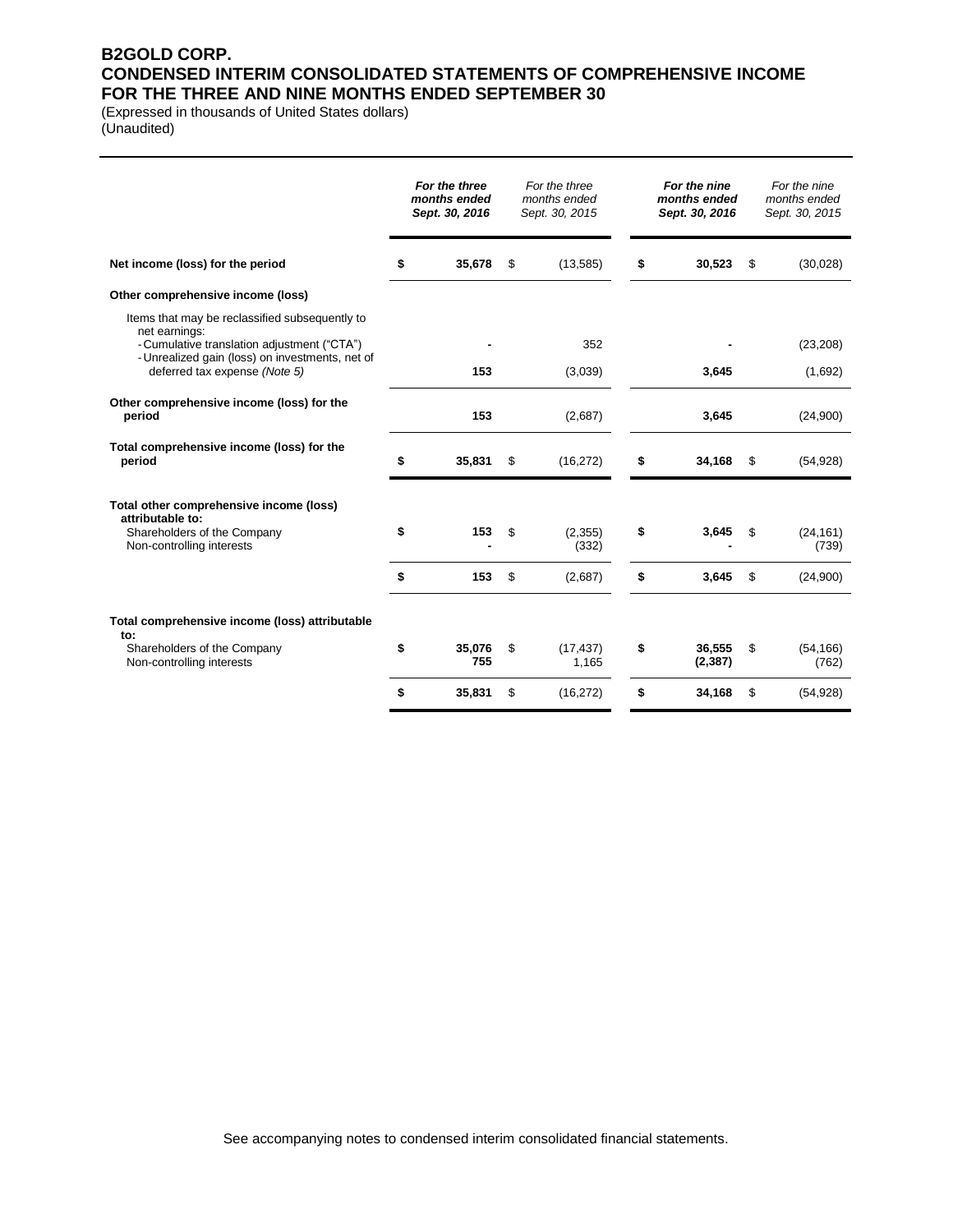# B2GOLD CORP.
## CONDENSED INTERIM CONSOLIDATED STATEMENTS OF COMPREHENSIVE INCOME
## FOR THE THREE AND NINE MONTHS ENDED SEPTEMBER 30

(Expressed in thousands of United States dollars)
(Unaudited)

| | ***For the three months ended Sept. 30, 2016*** | *For the three months ended Sept. 30, 2015* | ***For the nine months ended Sept. 30, 2016*** | *For the nine months ended Sept. 30, 2015* |
|---|---|---|---|---|
| **Net income (loss) for the period** | **$ 35,678** | $ (13,585) | **$ 30,523** | $ (30,028) |
| **Other comprehensive income (loss)** | | | | |
| Items that may be reclassified subsequently to net earnings: | | | | |
| - Cumulative translation adjustment ("CTA") | **-** | 352 | **-** | (23,208) |
| - Unrealized gain (loss) on investments, net of deferred tax expense *(Note 5)* | **153** | (3,039) | **3,645** | (1,692) |
| **Other comprehensive income (loss) for the period** | **153** | (2,687) | **3,645** | (24,900) |
| **Total comprehensive income (loss) for the period** | **$ 35,831** | $ (16,272) | **$ 34,168** | $ (54,928) |
| **Total other comprehensive income (loss) attributable to:** | | | | |
| Shareholders of the Company | **$ 153** | $ (2,355) | **$ 3,645** | $ (24,161) |
| Non-controlling interests | **-** | (332) | **-** | (739) |
| | **$ 153** | $ (2,687) | **$ 3,645** | $ (24,900) |
| **Total comprehensive income (loss) attributable to:** | | | | |
| Shareholders of the Company | **$ 35,076** | $ (17,437) | **$ 36,555** | $ (54,166) |
| Non-controlling interests | **755** | 1,165 | **(2,387)** | (762) |
| | **$ 35,831** | $ (16,272) | **$ 34,168** | $ (54,928) |

See accompanying notes to condensed interim consolidated financial statements.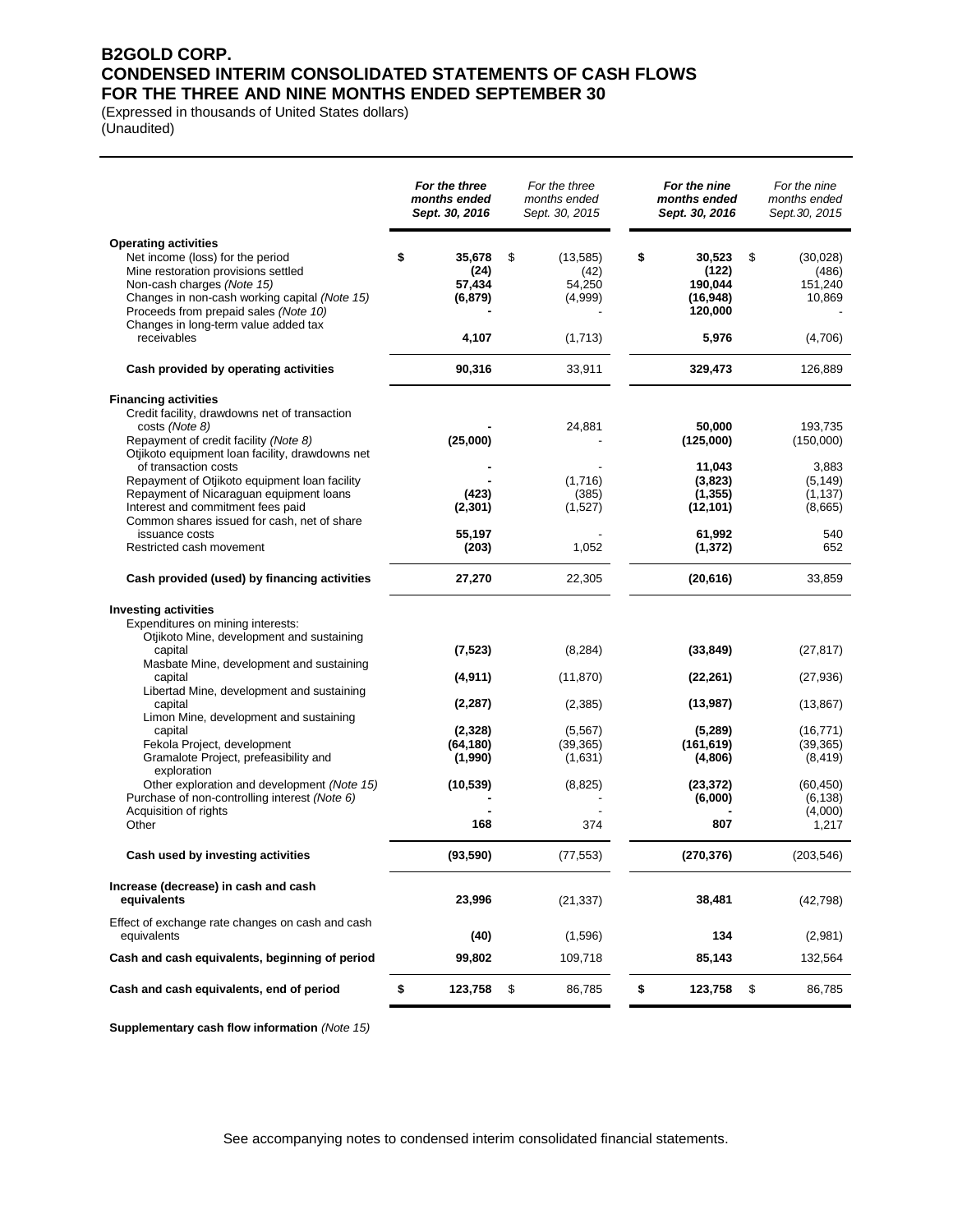# B2GOLD CORP.
# CONDENSED INTERIM CONSOLIDATED STATEMENTS OF CASH FLOWS
# FOR THE THREE AND NINE MONTHS ENDED SEPTEMBER 30

(Expressed in thousands of United States dollars)
(Unaudited)

| | ***For the three months ended Sept. 30, 2016*** | *For the three months ended Sept. 30, 2015* | ***For the nine months ended Sept. 30, 2016*** | *For the nine months ended Sept.30, 2015* |
|---|---|---|---|---|
| **Operating activities** | | | | |
| Net income (loss) for the period | **$ 35,678** | $ (13,585) | **$ 30,523** | $ (30,028) |
| Mine restoration provisions settled | **(24)** | (42) | **(122)** | (486) |
| Non-cash charges *(Note 15)* | **57,434** | 54,250 | **190,044** | 151,240 |
| Changes in non-cash working capital *(Note 15)* | **(6,879)** | (4,999) | **(16,948)** | 10,869 |
| Proceeds from prepaid sales *(Note 10)* | **-** | - | **120,000** | - |
| Changes in long-term value added tax receivables | **4,107** | (1,713) | **5,976** | (4,706) |
| **Cash provided by operating activities** | **90,316** | 33,911 | **329,473** | 126,889 |
| **Financing activities** | | | | |
| Credit facility, drawdowns net of transaction costs *(Note 8)* | **-** | 24,881 | **50,000** | 193,735 |
| Repayment of credit facility *(Note 8)* | **(25,000)** | - | **(125,000)** | (150,000) |
| Otjikoto equipment loan facility, drawdowns net of transaction costs | **-** | - | **11,043** | 3,883 |
| Repayment of Otjikoto equipment loan facility | **-** | (1,716) | **(3,823)** | (5,149) |
| Repayment of Nicaraguan equipment loans | **(423)** | (385) | **(1,355)** | (1,137) |
| Interest and commitment fees paid | **(2,301)** | (1,527) | **(12,101)** | (8,665) |
| Common shares issued for cash, net of share issuance costs | **55,197** | - | **61,992** | 540 |
| Restricted cash movement | **(203)** | 1,052 | **(1,372)** | 652 |
| **Cash provided (used) by financing activities** | **27,270** | 22,305 | **(20,616)** | 33,859 |
| **Investing activities** | | | | |
| Expenditures on mining interests: | | | | |
| Otjikoto Mine, development and sustaining capital | **(7,523)** | (8,284) | **(33,849)** | (27,817) |
| Masbate Mine, development and sustaining capital | **(4,911)** | (11,870) | **(22,261)** | (27,936) |
| Libertad Mine, development and sustaining capital | **(2,287)** | (2,385) | **(13,987)** | (13,867) |
| Limon Mine, development and sustaining capital | **(2,328)** | (5,567) | **(5,289)** | (16,771) |
| Fekola Project, development | **(64,180)** | (39,365) | **(161,619)** | (39,365) |
| Gramalote Project, prefeasibility and exploration | **(1,990)** | (1,631) | **(4,806)** | (8,419) |
| Other exploration and development *(Note 15)* | **(10,539)** | (8,825) | **(23,372)** | (60,450) |
| Purchase of non-controlling interest *(Note 6)* | **-** | - | **(6,000)** | (6,138) |
| Acquisition of rights | **-** | - | **-** | (4,000) |
| Other | **168** | 374 | **807** | 1,217 |
| **Cash used by investing activities** | **(93,590)** | (77,553) | **(270,376)** | (203,546) |
| **Increase (decrease) in cash and cash equivalents** | **23,996** | (21,337) | **38,481** | (42,798) |
| Effect of exchange rate changes on cash and cash equivalents | **(40)** | (1,596) | **134** | (2,981) |
| **Cash and cash equivalents, beginning of period** | **99,802** | 109,718 | **85,143** | 132,564 |
| **Cash and cash equivalents, end of period** | **$ 123,758** | $ 86,785 | **$ 123,758** | $ 86,785 |

**Supplementary cash flow information** *(Note 15)*

See accompanying notes to condensed interim consolidated financial statements.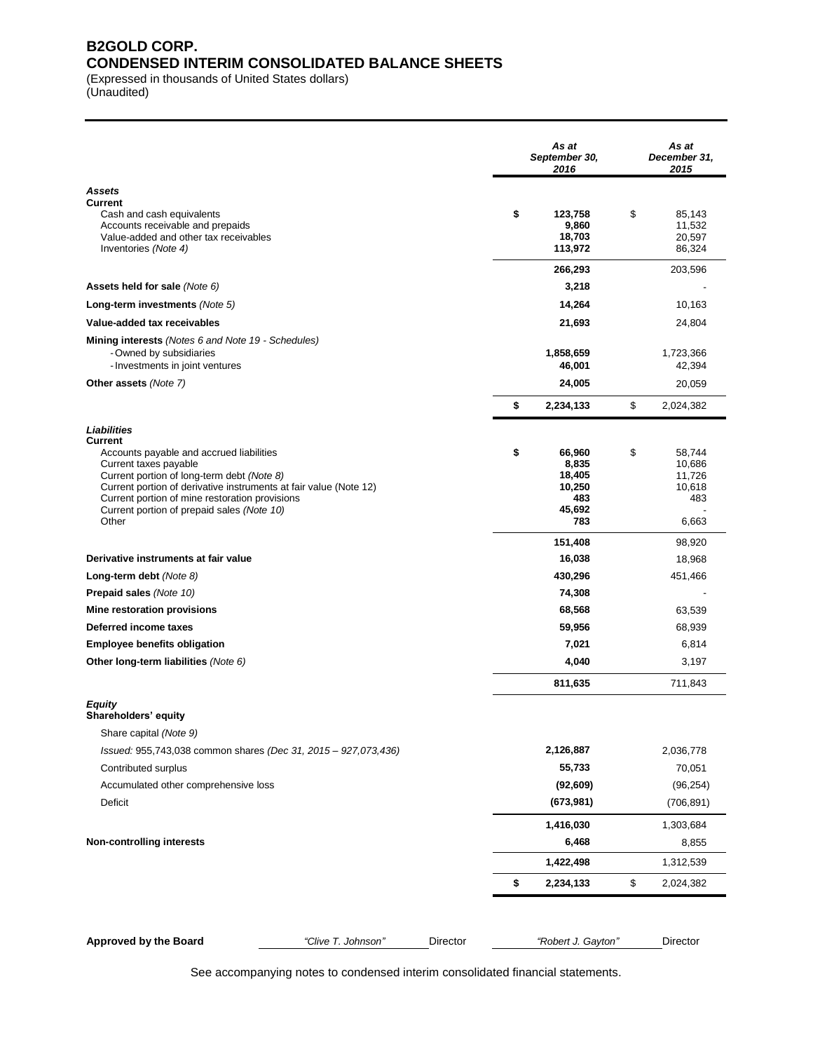# B2GOLD CORP.
## CONDENSED INTERIM CONSOLIDATED BALANCE SHEETS

(Expressed in thousands of United States dollars)
(Unaudited)

| | As at September 30, 2016 | As at December 31, 2015 |
|---|---|---|
| ***Assets*** | | |
| **Current** | | |
| Cash and cash equivalents | **$ 123,758** | $ 85,143 |
| Accounts receivable and prepaids | **9,860** | 11,532 |
| Value-added and other tax receivables | **18,703** | 20,597 |
| Inventories *(Note 4)* | **113,972** | 86,324 |
| | **266,293** | 203,596 |
| **Assets held for sale** *(Note 6)* | **3,218** | - |
| **Long-term investments** *(Note 5)* | **14,264** | 10,163 |
| **Value-added tax receivables** | **21,693** | 24,804 |
| **Mining interests** *(Notes 6 and Note 19 - Schedules)* | | |
| - Owned by subsidiaries | **1,858,659** | 1,723,366 |
| - Investments in joint ventures | **46,001** | 42,394 |
| **Other assets** *(Note 7)* | **24,005** | 20,059 |
| | **$ 2,234,133** | $ 2,024,382 |
| ***Liabilities*** | | |
| **Current** | | |
| Accounts payable and accrued liabilities | **$ 66,960** | $ 58,744 |
| Current taxes payable | **8,835** | 10,686 |
| Current portion of long-term debt *(Note 8)* | **18,405** | 11,726 |
| Current portion of derivative instruments at fair value (Note 12) | **10,250** | 10,618 |
| Current portion of mine restoration provisions | **483** | 483 |
| Current portion of prepaid sales *(Note 10)* | **45,692** | - |
| Other | **783** | 6,663 |
| | **151,408** | 98,920 |
| **Derivative instruments at fair value** | **16,038** | 18,968 |
| **Long-term debt** *(Note 8)* | **430,296** | 451,466 |
| **Prepaid sales** *(Note 10)* | **74,308** | - |
| **Mine restoration provisions** | **68,568** | 63,539 |
| **Deferred income taxes** | **59,956** | 68,939 |
| **Employee benefits obligation** | **7,021** | 6,814 |
| **Other long-term liabilities** *(Note 6)* | **4,040** | 3,197 |
| | **811,635** | 711,843 |
| ***Equity*** | | |
| **Shareholders' equity** | | |
| Share capital *(Note 9)* | | |
| *Issued:* 955,743,038 common shares *(Dec 31, 2015 – 927,073,436)* | **2,126,887** | 2,036,778 |
| Contributed surplus | **55,733** | 70,051 |
| Accumulated other comprehensive loss | **(92,609)** | (96,254) |
| Deficit | **(673,981)** | (706,891) |
| | **1,416,030** | 1,303,684 |
| **Non-controlling interests** | **6,468** | 8,855 |
| | **1,422,498** | 1,312,539 |
| | **$ 2,234,133** | $ 2,024,382 |

**Approved by the Board** *"Clive T. Johnson"* Director *"Robert J. Gayton"* Director

See accompanying notes to condensed interim consolidated financial statements.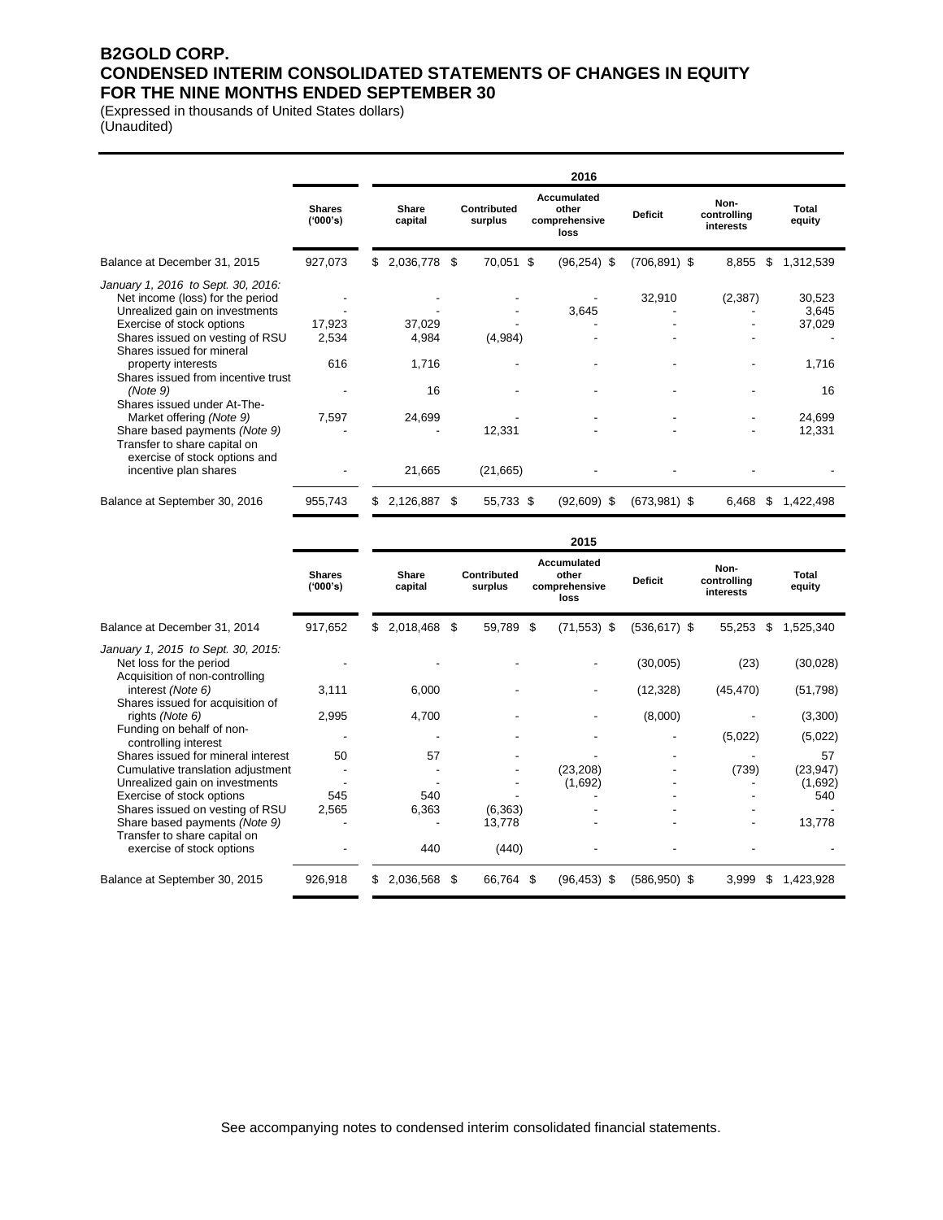# B2GOLD CORP.
# CONDENSED INTERIM CONSOLIDATED STATEMENTS OF CHANGES IN EQUITY
# FOR THE NINE MONTHS ENDED SEPTEMBER 30

(Expressed in thousands of United States dollars)
(Unaudited)

| | | | | 2016 | | | |
|---|---|---|---|---|---|---|---|
| | **Shares ('000's)** | **Share capital** | **Contributed surplus** | **Accumulated other comprehensive loss** | **Deficit** | **Non-controlling interests** | **Total equity** |
| Balance at December 31, 2015 | 927,073 | $ 2,036,778 | $ 70,051 | $ (96,254) | $ (706,891) | $ 8,855 | $ 1,312,539 |
| *January 1, 2016 to Sept. 30, 2016:* | | | | | | | |
| Net income (loss) for the period | - | - | - | - | 32,910 | (2,387) | 30,523 |
| Unrealized gain on investments | - | - | - | 3,645 | - | - | 3,645 |
| Exercise of stock options | 17,923 | 37,029 | - | - | - | - | 37,029 |
| Shares issued on vesting of RSU | 2,534 | 4,984 | (4,984) | - | - | - | - |
| Shares issued for mineral property interests | 616 | 1,716 | - | - | - | - | 1,716 |
| Shares issued from incentive trust *(Note 9)* | - | 16 | - | - | - | - | 16 |
| Shares issued under At-The-Market offering *(Note 9)* | 7,597 | 24,699 | - | - | - | - | 24,699 |
| Share based payments *(Note 9)* | - | - | 12,331 | - | - | - | 12,331 |
| Transfer to share capital on exercise of stock options and incentive plan shares | - | 21,665 | (21,665) | - | - | - | - |
| Balance at September 30, 2016 | 955,743 | $ 2,126,887 | $ 55,733 | $ (92,609) | $ (673,981) | $ 6,468 | $ 1,422,498 |

| | | | | 2015 | | | |
|---|---|---|---|---|---|---|---|
| | **Shares ('000's)** | **Share capital** | **Contributed surplus** | **Accumulated other comprehensive loss** | **Deficit** | **Non-controlling interests** | **Total equity** |
| Balance at December 31, 2014 | 917,652 | $ 2,018,468 | $ 59,789 | $ (71,553) | $ (536,617) | $ 55,253 | $ 1,525,340 |
| *January 1, 2015 to Sept. 30, 2015:* | | | | | | | |
| Net loss for the period | - | - | - | - | (30,005) | (23) | (30,028) |
| Acquisition of non-controlling interest *(Note 6)* | 3,111 | 6,000 | - | - | (12,328) | (45,470) | (51,798) |
| Shares issued for acquisition of rights *(Note 6)* | 2,995 | 4,700 | - | - | (8,000) | - | (3,300) |
| Funding on behalf of non-controlling interest | - | - | - | - | - | (5,022) | (5,022) |
| Shares issued for mineral interest | 50 | 57 | - | - | - | - | 57 |
| Cumulative translation adjustment | - | - | - | (23,208) | - | (739) | (23,947) |
| Unrealized gain on investments | - | - | - | (1,692) | - | - | (1,692) |
| Exercise of stock options | 545 | 540 | - | - | - | - | 540 |
| Shares issued on vesting of RSU | 2,565 | 6,363 | (6,363) | - | - | - | - |
| Share based payments *(Note 9)* | - | - | 13,778 | - | - | - | 13,778 |
| Transfer to share capital on exercise of stock options | - | 440 | (440) | - | - | - | - |
| Balance at September 30, 2015 | 926,918 | $ 2,036,568 | $ 66,764 | $ (96,453) | $ (586,950) | $ 3,999 | $ 1,423,928 |

See accompanying notes to condensed interim consolidated financial statements.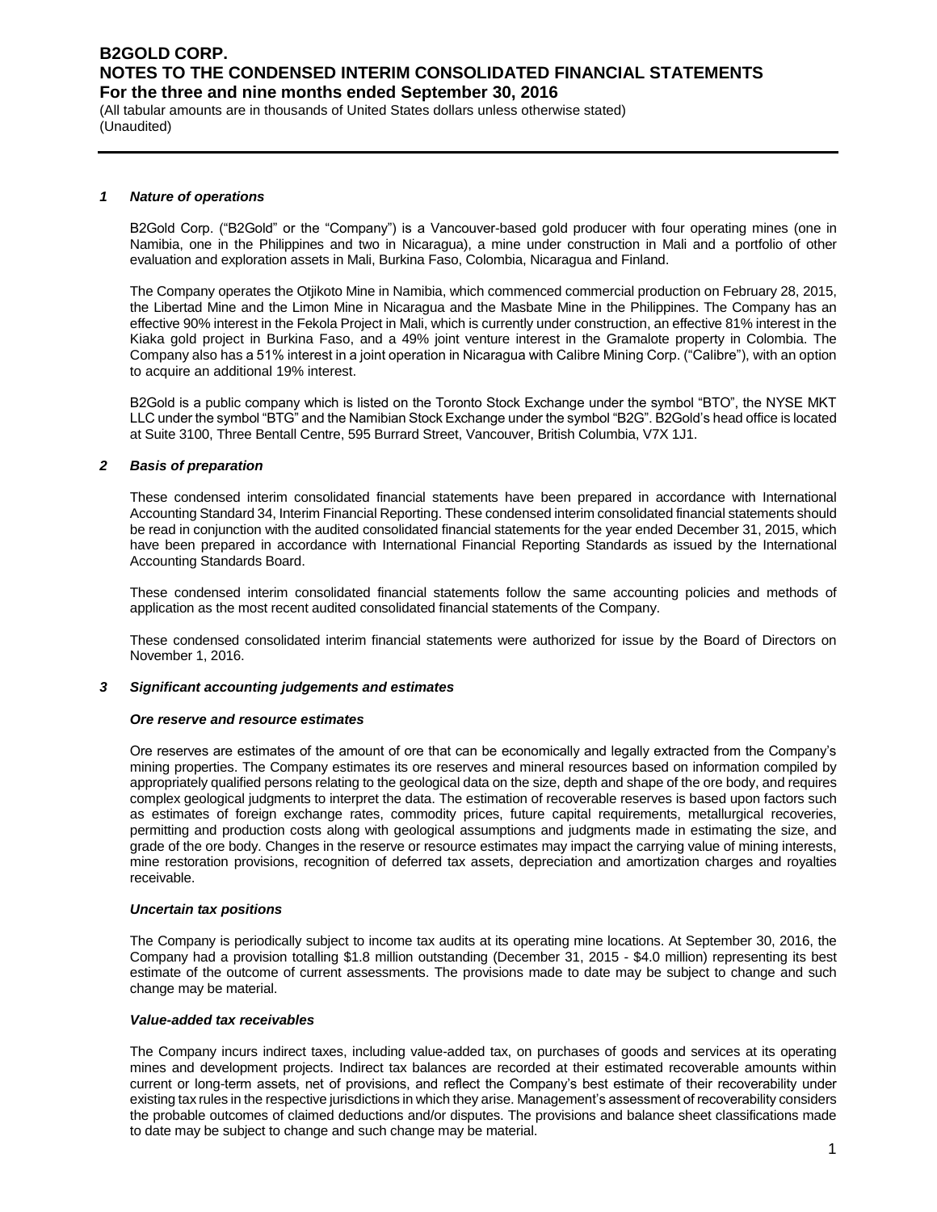## 1 Nature of operations

B2Gold Corp. ("B2Gold" or the "Company") is a Vancouver-based gold producer with four operating mines (one in Namibia, one in the Philippines and two in Nicaragua), a mine under construction in Mali and a portfolio of other evaluation and exploration assets in Mali, Burkina Faso, Colombia, Nicaragua and Finland.

The Company operates the Otjikoto Mine in Namibia, which commenced commercial production on February 28, 2015, the Libertad Mine and the Limon Mine in Nicaragua and the Masbate Mine in the Philippines. The Company has an effective 90% interest in the Fekola Project in Mali, which is currently under construction, an effective 81% interest in the Kiaka gold project in Burkina Faso, and a 49% joint venture interest in the Gramalote property in Colombia. The Company also has a 51% interest in a joint operation in Nicaragua with Calibre Mining Corp. ("Calibre"), with an option to acquire an additional 19% interest.

B2Gold is a public company which is listed on the Toronto Stock Exchange under the symbol "BTO", the NYSE MKT LLC under the symbol "BTG" and the Namibian Stock Exchange under the symbol "B2G". B2Gold's head office is located at Suite 3100, Three Bentall Centre, 595 Burrard Street, Vancouver, British Columbia, V7X 1J1.

## 2 Basis of preparation

These condensed interim consolidated financial statements have been prepared in accordance with International Accounting Standard 34, Interim Financial Reporting. These condensed interim consolidated financial statements should be read in conjunction with the audited consolidated financial statements for the year ended December 31, 2015, which have been prepared in accordance with International Financial Reporting Standards as issued by the International Accounting Standards Board.

These condensed interim consolidated financial statements follow the same accounting policies and methods of application as the most recent audited consolidated financial statements of the Company.

These condensed consolidated interim financial statements were authorized for issue by the Board of Directors on November 1, 2016.

## 3 Significant accounting judgements and estimates

### Ore reserve and resource estimates

Ore reserves are estimates of the amount of ore that can be economically and legally extracted from the Company's mining properties. The Company estimates its ore reserves and mineral resources based on information compiled by appropriately qualified persons relating to the geological data on the size, depth and shape of the ore body, and requires complex geological judgments to interpret the data. The estimation of recoverable reserves is based upon factors such as estimates of foreign exchange rates, commodity prices, future capital requirements, metallurgical recoveries, permitting and production costs along with geological assumptions and judgments made in estimating the size, and grade of the ore body. Changes in the reserve or resource estimates may impact the carrying value of mining interests, mine restoration provisions, recognition of deferred tax assets, depreciation and amortization charges and royalties receivable.

### Uncertain tax positions

The Company is periodically subject to income tax audits at its operating mine locations. At September 30, 2016, the Company had a provision totalling $1.8 million outstanding (December 31, 2015 - $4.0 million) representing its best estimate of the outcome of current assessments. The provisions made to date may be subject to change and such change may be material.

### Value-added tax receivables

The Company incurs indirect taxes, including value-added tax, on purchases of goods and services at its operating mines and development projects. Indirect tax balances are recorded at their estimated recoverable amounts within current or long-term assets, net of provisions, and reflect the Company's best estimate of their recoverability under existing tax rules in the respective jurisdictions in which they arise. Management's assessment of recoverability considers the probable outcomes of claimed deductions and/or disputes. The provisions and balance sheet classifications made to date may be subject to change and such change may be material.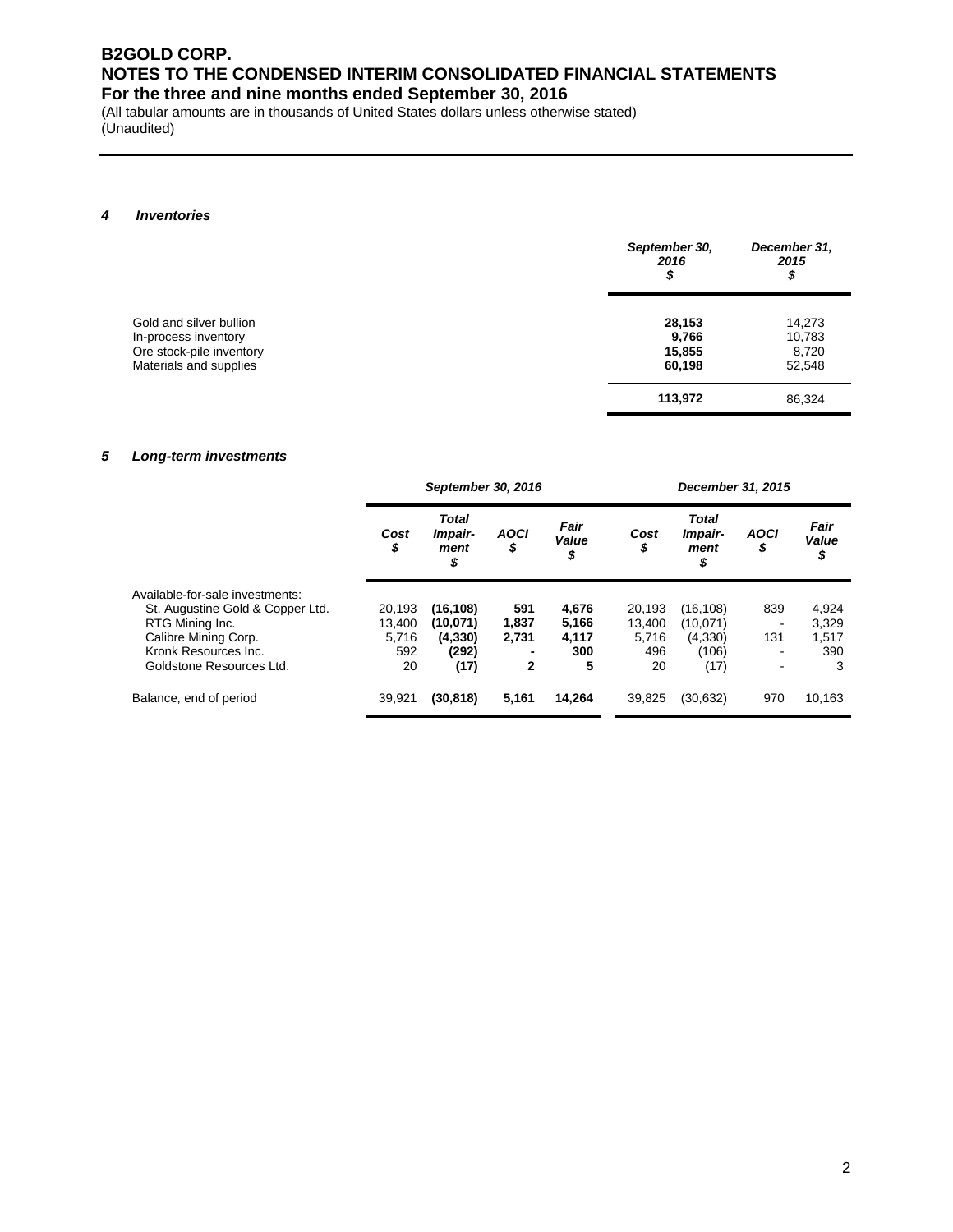# B2GOLD CORP.
# NOTES TO THE CONDENSED INTERIM CONSOLIDATED FINANCIAL STATEMENTS
## For the three and nine months ended September 30, 2016

(All tabular amounts are in thousands of United States dollars unless otherwise stated)
(Unaudited)

### *4 Inventories*

| | *September 30, 2016 $* | *December 31, 2015 $* |
|---|---|---|
| Gold and silver bullion | **28,153** | 14,273 |
| In-process inventory | **9,766** | 10,783 |
| Ore stock-pile inventory | **15,855** | 8,720 |
| Materials and supplies | **60,198** | 52,548 |
| | **113,972** | 86,324 |

### *5 Long-term investments*

| | *September 30, 2016* | | | | *December 31, 2015* | | | |
|---|---|---|---|---|---|---|---|---|
| | *Cost $* | *Total Impair-ment $* | *AOCI $* | *Fair Value $* | *Cost $* | *Total Impair-ment $* | *AOCI $* | *Fair Value $* |
| Available-for-sale investments: | | | | | | | | |
| St. Augustine Gold & Copper Ltd. | 20,193 | **(16,108)** | **591** | **4,676** | 20,193 | (16,108) | 839 | 4,924 |
| RTG Mining Inc. | 13,400 | **(10,071)** | **1,837** | **5,166** | 13,400 | (10,071) | - | 3,329 |
| Calibre Mining Corp. | 5,716 | **(4,330)** | **2,731** | **4,117** | 5,716 | (4,330) | 131 | 1,517 |
| Kronk Resources Inc. | 592 | **(292)** | **-** | **300** | 496 | (106) | - | 390 |
| Goldstone Resources Ltd. | 20 | **(17)** | **2** | **5** | 20 | (17) | - | 3 |
| Balance, end of period | 39,921 | **(30,818)** | **5,161** | **14,264** | 39,825 | (30,632) | 970 | 10,163 |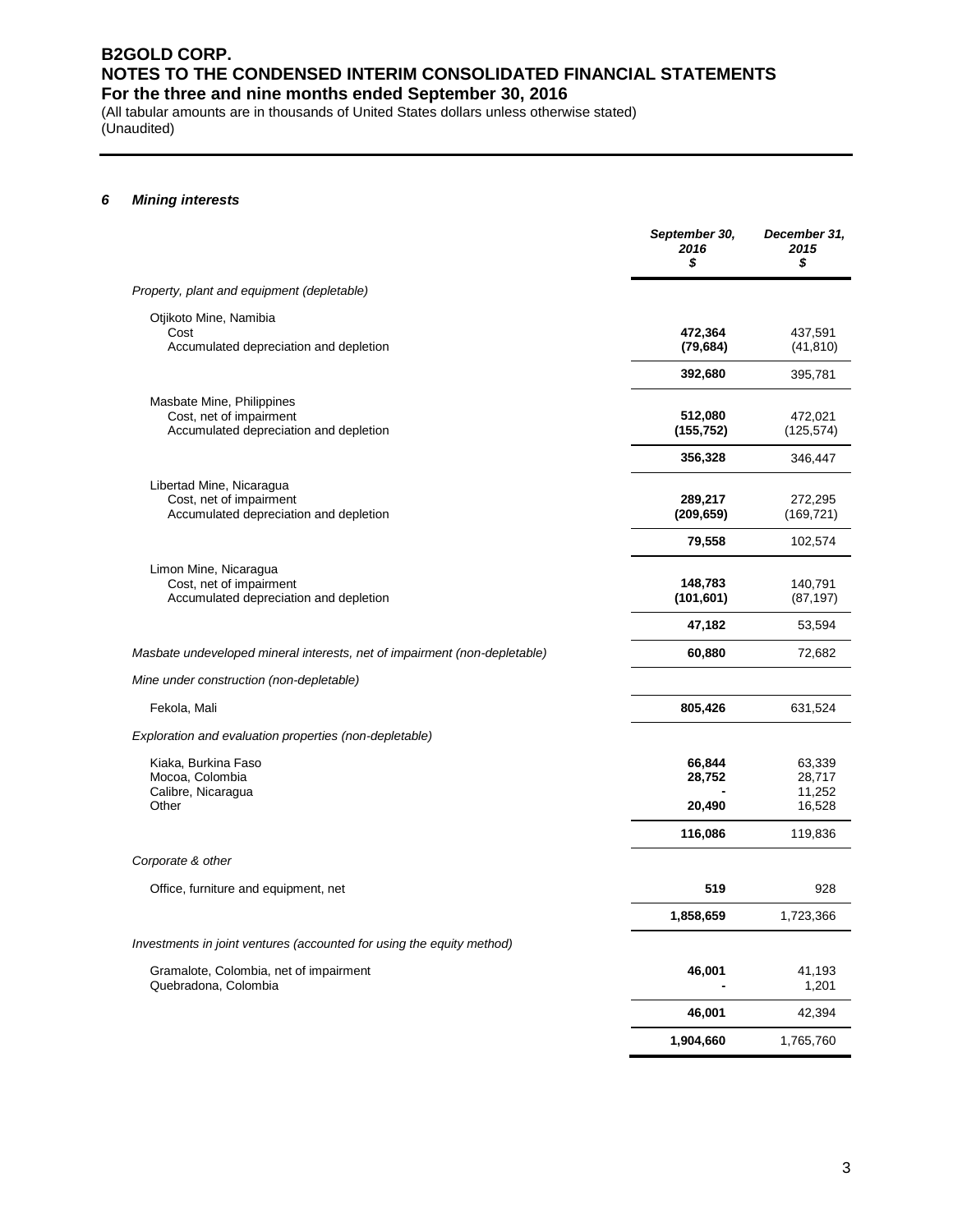## 6 Mining interests

| | September 30, 2016 $ | December 31, 2015 $ |
|---|---|---|
| *Property, plant and equipment (depletable)* | | |
| Otjikoto Mine, Namibia | | |
| Cost | **472,364** | 437,591 |
| Accumulated depreciation and depletion | **(79,684)** | (41,810) |
| | **392,680** | 395,781 |
| Masbate Mine, Philippines | | |
| Cost, net of impairment | **512,080** | 472,021 |
| Accumulated depreciation and depletion | **(155,752)** | (125,574) |
| | **356,328** | 346,447 |
| Libertad Mine, Nicaragua | | |
| Cost, net of impairment | **289,217** | 272,295 |
| Accumulated depreciation and depletion | **(209,659)** | (169,721) |
| | **79,558** | 102,574 |
| Limon Mine, Nicaragua | | |
| Cost, net of impairment | **148,783** | 140,791 |
| Accumulated depreciation and depletion | **(101,601)** | (87,197) |
| | **47,182** | 53,594 |
| *Masbate undeveloped mineral interests, net of impairment (non-depletable)* | **60,880** | 72,682 |
| *Mine under construction (non-depletable)* | | |
| Fekola, Mali | **805,426** | 631,524 |
| *Exploration and evaluation properties (non-depletable)* | | |
| Kiaka, Burkina Faso | **66,844** | 63,339 |
| Mocoa, Colombia | **28,752** | 28,717 |
| Calibre, Nicaragua | **-** | 11,252 |
| Other | **20,490** | 16,528 |
| | **116,086** | 119,836 |
| *Corporate & other* | | |
| Office, furniture and equipment, net | **519** | 928 |
| | **1,858,659** | 1,723,366 |
| *Investments in joint ventures (accounted for using the equity method)* | | |
| Gramalote, Colombia, net of impairment | **46,001** | 41,193 |
| Quebradona, Colombia | **-** | 1,201 |
| | **46,001** | 42,394 |
| | **1,904,660** | 1,765,760 |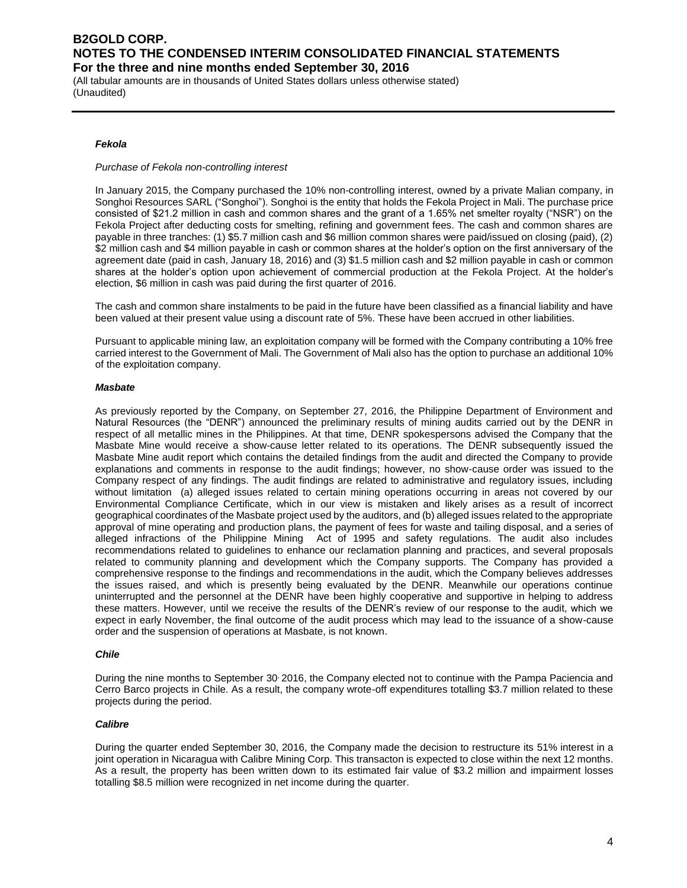***Fekola***

*Purchase of Fekola non-controlling interest*

In January 2015, the Company purchased the 10% non-controlling interest, owned by a private Malian company, in Songhoi Resources SARL ("Songhoi"). Songhoi is the entity that holds the Fekola Project in Mali. The purchase price consisted of $21.2 million in cash and common shares and the grant of a 1.65% net smelter royalty ("NSR") on the Fekola Project after deducting costs for smelting, refining and government fees. The cash and common shares are payable in three tranches: (1) $5.7 million cash and $6 million common shares were paid/issued on closing (paid), (2) $2 million cash and $4 million payable in cash or common shares at the holder's option on the first anniversary of the agreement date (paid in cash, January 18, 2016) and (3) $1.5 million cash and $2 million payable in cash or common shares at the holder's option upon achievement of commercial production at the Fekola Project. At the holder's election, $6 million in cash was paid during the first quarter of 2016.

The cash and common share instalments to be paid in the future have been classified as a financial liability and have been valued at their present value using a discount rate of 5%. These have been accrued in other liabilities.

Pursuant to applicable mining law, an exploitation company will be formed with the Company contributing a 10% free carried interest to the Government of Mali. The Government of Mali also has the option to purchase an additional 10% of the exploitation company.

***Masbate***

As previously reported by the Company, on September 27, 2016, the Philippine Department of Environment and Natural Resources (the "DENR") announced the preliminary results of mining audits carried out by the DENR in respect of all metallic mines in the Philippines. At that time, DENR spokespersons advised the Company that the Masbate Mine would receive a show-cause letter related to its operations. The DENR subsequently issued the Masbate Mine audit report which contains the detailed findings from the audit and directed the Company to provide explanations and comments in response to the audit findings; however, no show-cause order was issued to the Company respect of any findings. The audit findings are related to administrative and regulatory issues, including without limitation (a) alleged issues related to certain mining operations occurring in areas not covered by our Environmental Compliance Certificate, which in our view is mistaken and likely arises as a result of incorrect geographical coordinates of the Masbate project used by the auditors, and (b) alleged issues related to the appropriate approval of mine operating and production plans, the payment of fees for waste and tailing disposal, and a series of alleged infractions of the Philippine Mining Act of 1995 and safety regulations. The audit also includes recommendations related to guidelines to enhance our reclamation planning and practices, and several proposals related to community planning and development which the Company supports. The Company has provided a comprehensive response to the findings and recommendations in the audit, which the Company believes addresses the issues raised, and which is presently being evaluated by the DENR. Meanwhile our operations continue uninterrupted and the personnel at the DENR have been highly cooperative and supportive in helping to address these matters. However, until we receive the results of the DENR's review of our response to the audit, which we expect in early November, the final outcome of the audit process which may lead to the issuance of a show-cause order and the suspension of operations at Masbate, is not known.

***Chile***

During the nine months to September 30, 2016, the Company elected not to continue with the Pampa Paciencia and Cerro Barco projects in Chile. As a result, the company wrote-off expenditures totalling $3.7 million related to these projects during the period.

***Calibre***

During the quarter ended September 30, 2016, the Company made the decision to restructure its 51% interest in a joint operation in Nicaragua with Calibre Mining Corp. This transacton is expected to close within the next 12 months. As a result, the property has been written down to its estimated fair value of $3.2 million and impairment losses totalling $8.5 million were recognized in net income during the quarter.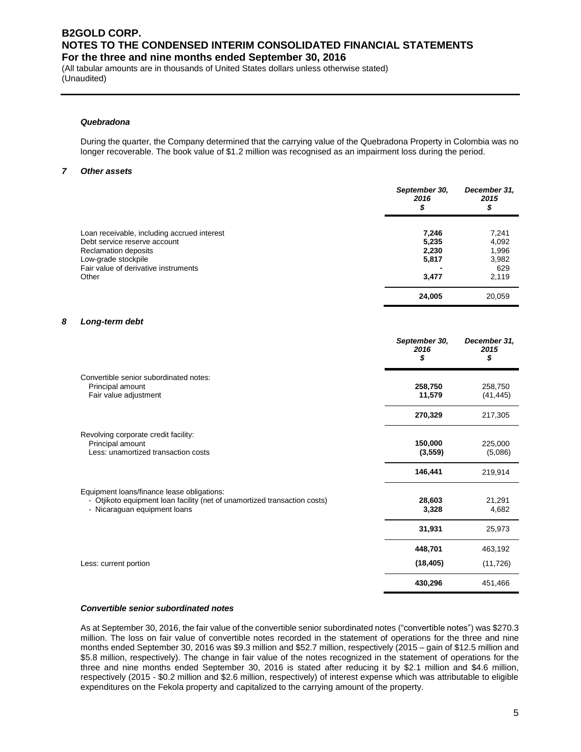### *Quebradona*

During the quarter, the Company determined that the carrying value of the Quebradona Property in Colombia was no longer recoverable. The book value of $1.2 million was recognised as an impairment loss during the period.

## 7 *Other assets*

| | September 30, 2016 $ | December 31, 2015 $ |
|---|---|---|
| Loan receivable, including accrued interest | **7,246** | 7,241 |
| Debt service reserve account | **5,235** | 4,092 |
| Reclamation deposits | **2,230** | 1,996 |
| Low-grade stockpile | **5,817** | 3,982 |
| Fair value of derivative instruments | **-** | 629 |
| Other | **3,477** | 2,119 |
| | **24,005** | 20,059 |

## 8 *Long-term debt*

| | September 30, 2016 $ | December 31, 2015 $ |
|---|---|---|
| Convertible senior subordinated notes: | | |
| Principal amount | **258,750** | 258,750 |
| Fair value adjustment | **11,579** | (41,445) |
| | **270,329** | 217,305 |
| Revolving corporate credit facility: | | |
| Principal amount | **150,000** | 225,000 |
| Less: unamortized transaction costs | **(3,559)** | (5,086) |
| | **146,441** | 219,914 |
| Equipment loans/finance lease obligations: | | |
| - Otjikoto equipment loan facility (net of unamortized transaction costs) | **28,603** | 21,291 |
| - Nicaraguan equipment loans | **3,328** | 4,682 |
| | **31,931** | 25,973 |
| | **448,701** | 463,192 |
| Less: current portion | **(18,405)** | (11,726) |
| | **430,296** | 451,466 |

### *Convertible senior subordinated notes*

As at September 30, 2016, the fair value of the convertible senior subordinated notes ("convertible notes") was $270.3 million. The loss on fair value of convertible notes recorded in the statement of operations for the three and nine months ended September 30, 2016 was $9.3 million and $52.7 million, respectively (2015 – gain of $12.5 million and $5.8 million, respectively). The change in fair value of the notes recognized in the statement of operations for the three and nine months ended September 30, 2016 is stated after reducing it by $2.1 million and $4.6 million, respectively (2015 - $0.2 million and $2.6 million, respectively) of interest expense which was attributable to eligible expenditures on the Fekola property and capitalized to the carrying amount of the property.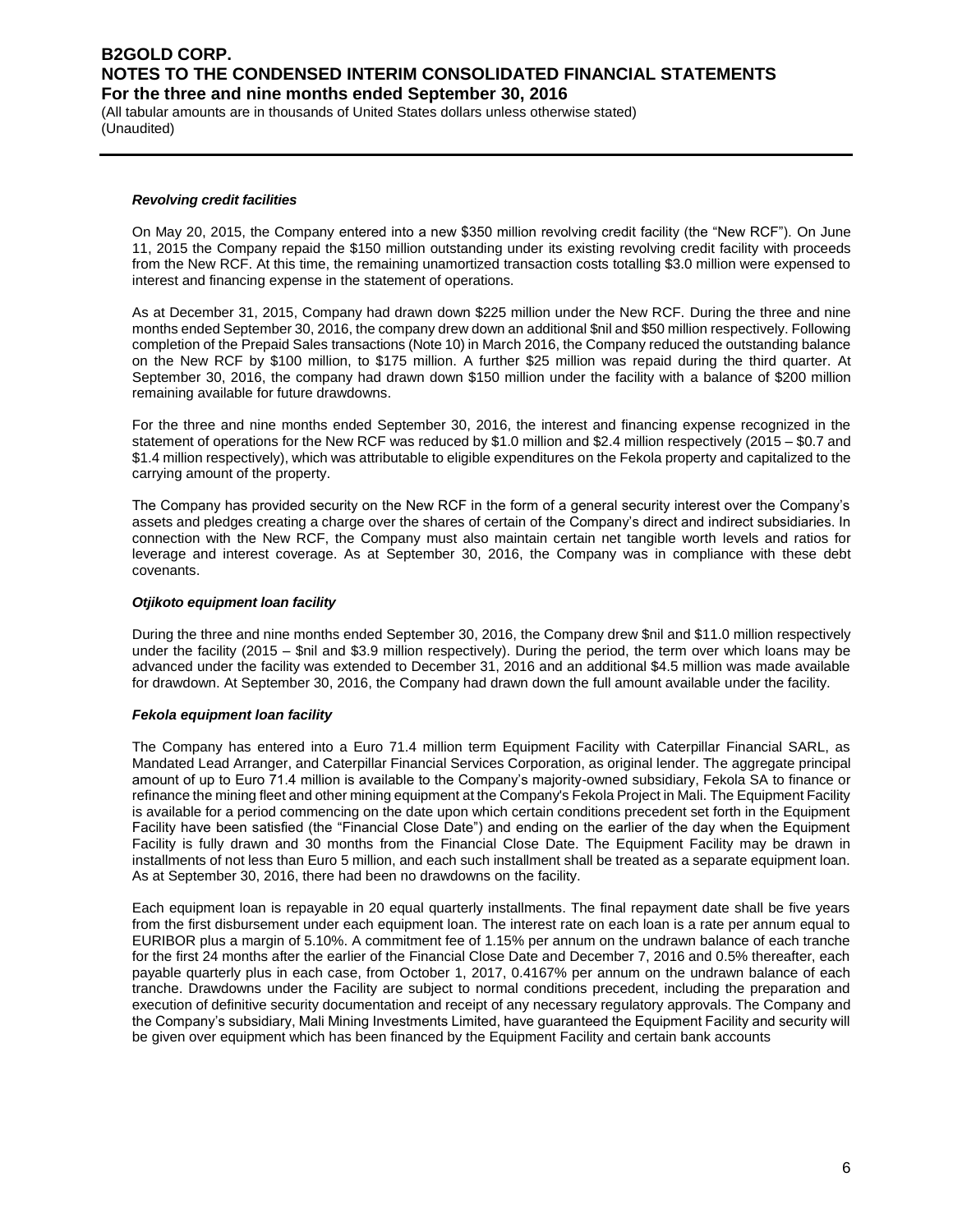### *Revolving credit facilities*

On May 20, 2015, the Company entered into a new $350 million revolving credit facility (the "New RCF"). On June 11, 2015 the Company repaid the $150 million outstanding under its existing revolving credit facility with proceeds from the New RCF. At this time, the remaining unamortized transaction costs totalling $3.0 million were expensed to interest and financing expense in the statement of operations.

As at December 31, 2015, Company had drawn down $225 million under the New RCF. During the three and nine months ended September 30, 2016, the company drew down an additional $nil and $50 million respectively. Following completion of the Prepaid Sales transactions (Note 10) in March 2016, the Company reduced the outstanding balance on the New RCF by $100 million, to $175 million. A further $25 million was repaid during the third quarter. At September 30, 2016, the company had drawn down $150 million under the facility with a balance of $200 million remaining available for future drawdowns.

For the three and nine months ended September 30, 2016, the interest and financing expense recognized in the statement of operations for the New RCF was reduced by $1.0 million and $2.4 million respectively (2015 – $0.7 and $1.4 million respectively), which was attributable to eligible expenditures on the Fekola property and capitalized to the carrying amount of the property.

The Company has provided security on the New RCF in the form of a general security interest over the Company's assets and pledges creating a charge over the shares of certain of the Company's direct and indirect subsidiaries. In connection with the New RCF, the Company must also maintain certain net tangible worth levels and ratios for leverage and interest coverage. As at September 30, 2016, the Company was in compliance with these debt covenants.

### *Otjikoto equipment loan facility*

During the three and nine months ended September 30, 2016, the Company drew $nil and $11.0 million respectively under the facility (2015 – $nil and $3.9 million respectively). During the period, the term over which loans may be advanced under the facility was extended to December 31, 2016 and an additional $4.5 million was made available for drawdown. At September 30, 2016, the Company had drawn down the full amount available under the facility.

### *Fekola equipment loan facility*

The Company has entered into a Euro 71.4 million term Equipment Facility with Caterpillar Financial SARL, as Mandated Lead Arranger, and Caterpillar Financial Services Corporation, as original lender. The aggregate principal amount of up to Euro 71.4 million is available to the Company's majority-owned subsidiary, Fekola SA to finance or refinance the mining fleet and other mining equipment at the Company's Fekola Project in Mali. The Equipment Facility is available for a period commencing on the date upon which certain conditions precedent set forth in the Equipment Facility have been satisfied (the "Financial Close Date") and ending on the earlier of the day when the Equipment Facility is fully drawn and 30 months from the Financial Close Date. The Equipment Facility may be drawn in installments of not less than Euro 5 million, and each such installment shall be treated as a separate equipment loan. As at September 30, 2016, there had been no drawdowns on the facility.

Each equipment loan is repayable in 20 equal quarterly installments. The final repayment date shall be five years from the first disbursement under each equipment loan. The interest rate on each loan is a rate per annum equal to EURIBOR plus a margin of 5.10%. A commitment fee of 1.15% per annum on the undrawn balance of each tranche for the first 24 months after the earlier of the Financial Close Date and December 7, 2016 and 0.5% thereafter, each payable quarterly plus in each case, from October 1, 2017, 0.4167% per annum on the undrawn balance of each tranche. Drawdowns under the Facility are subject to normal conditions precedent, including the preparation and execution of definitive security documentation and receipt of any necessary regulatory approvals. The Company and the Company's subsidiary, Mali Mining Investments Limited, have guaranteed the Equipment Facility and security will be given over equipment which has been financed by the Equipment Facility and certain bank accounts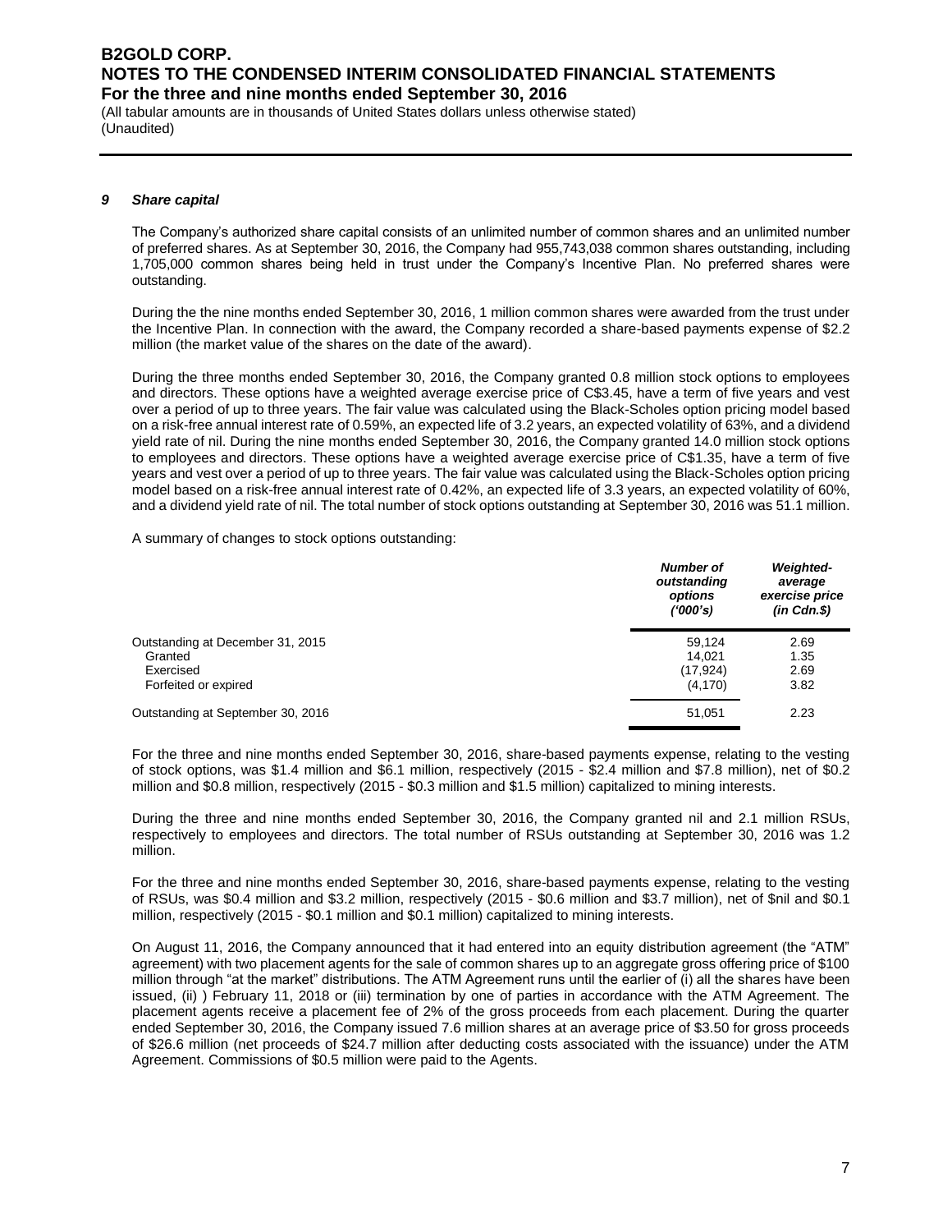## 9 Share capital

The Company's authorized share capital consists of an unlimited number of common shares and an unlimited number of preferred shares. As at September 30, 2016, the Company had 955,743,038 common shares outstanding, including 1,705,000 common shares being held in trust under the Company's Incentive Plan. No preferred shares were outstanding.

During the the nine months ended September 30, 2016, 1 million common shares were awarded from the trust under the Incentive Plan. In connection with the award, the Company recorded a share-based payments expense of $2.2 million (the market value of the shares on the date of the award).

During the three months ended September 30, 2016, the Company granted 0.8 million stock options to employees and directors. These options have a weighted average exercise price of C$3.45, have a term of five years and vest over a period of up to three years. The fair value was calculated using the Black-Scholes option pricing model based on a risk-free annual interest rate of 0.59%, an expected life of 3.2 years, an expected volatility of 63%, and a dividend yield rate of nil. During the nine months ended September 30, 2016, the Company granted 14.0 million stock options to employees and directors. These options have a weighted average exercise price of C$1.35, have a term of five years and vest over a period of up to three years. The fair value was calculated using the Black-Scholes option pricing model based on a risk-free annual interest rate of 0.42%, an expected life of 3.3 years, an expected volatility of 60%, and a dividend yield rate of nil. The total number of stock options outstanding at September 30, 2016 was 51.1 million.

A summary of changes to stock options outstanding:

| | ***Number of outstanding options ('000's)*** | ***Weighted-average exercise price (in Cdn.$)*** |
|---|---|---|
| Outstanding at December 31, 2015 | 59,124 | 2.69 |
| Granted | 14,021 | 1.35 |
| Exercised | (17,924) | 2.69 |
| Forfeited or expired | (4,170) | 3.82 |
| Outstanding at September 30, 2016 | 51,051 | 2.23 |

For the three and nine months ended September 30, 2016, share-based payments expense, relating to the vesting of stock options, was $1.4 million and $6.1 million, respectively (2015 - $2.4 million and $7.8 million), net of $0.2 million and $0.8 million, respectively (2015 - $0.3 million and $1.5 million) capitalized to mining interests.

During the three and nine months ended September 30, 2016, the Company granted nil and 2.1 million RSUs, respectively to employees and directors. The total number of RSUs outstanding at September 30, 2016 was 1.2 million.

For the three and nine months ended September 30, 2016, share-based payments expense, relating to the vesting of RSUs, was $0.4 million and $3.2 million, respectively (2015 - $0.6 million and $3.7 million), net of $nil and $0.1 million, respectively (2015 - $0.1 million and $0.1 million) capitalized to mining interests.

On August 11, 2016, the Company announced that it had entered into an equity distribution agreement (the "ATM" agreement) with two placement agents for the sale of common shares up to an aggregate gross offering price of $100 million through "at the market" distributions. The ATM Agreement runs until the earlier of (i) all the shares have been issued, (ii) ) February 11, 2018 or (iii) termination by one of parties in accordance with the ATM Agreement. The placement agents receive a placement fee of 2% of the gross proceeds from each placement. During the quarter ended September 30, 2016, the Company issued 7.6 million shares at an average price of $3.50 for gross proceeds of $26.6 million (net proceeds of $24.7 million after deducting costs associated with the issuance) under the ATM Agreement. Commissions of $0.5 million were paid to the Agents.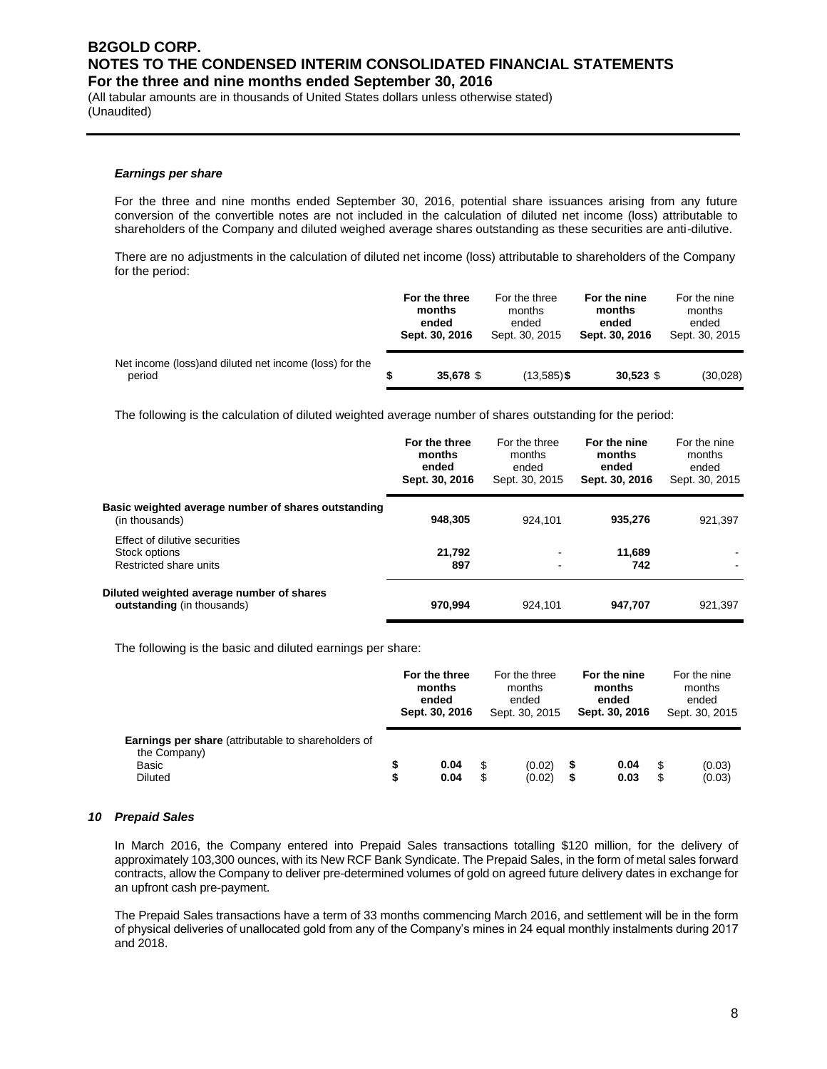#### *Earnings per share*

For the three and nine months ended September 30, 2016, potential share issuances arising from any future conversion of the convertible notes are not included in the calculation of diluted net income (loss) attributable to shareholders of the Company and diluted weighed average shares outstanding as these securities are anti-dilutive.

There are no adjustments in the calculation of diluted net income (loss) attributable to shareholders of the Company for the period:

| | **For the three months ended Sept. 30, 2016** | For the three months ended Sept. 30, 2015 | **For the nine months ended Sept. 30, 2016** | For the nine months ended Sept. 30, 2015 |
|---|---|---|---|---|
| Net income (loss)and diluted net income (loss) for the period | **$ 35,678** | $ (13,585) | **$ 30,523** | $ (30,028) |

The following is the calculation of diluted weighted average number of shares outstanding for the period:

| | **For the three months ended Sept. 30, 2016** | For the three months ended Sept. 30, 2015 | **For the nine months ended Sept. 30, 2016** | For the nine months ended Sept. 30, 2015 |
|---|---|---|---|---|
| **Basic weighted average number of shares outstanding** (in thousands) | **948,305** | 924,101 | **935,276** | 921,397 |
| Effect of dilutive securities | | | | |
| Stock options | **21,792** | - | **11,689** | - |
| Restricted share units | **897** | - | **742** | - |
| **Diluted weighted average number of shares outstanding** (in thousands) | **970,994** | 924,101 | **947,707** | 921,397 |

The following is the basic and diluted earnings per share:

| | **For the three months ended Sept. 30, 2016** | For the three months ended Sept. 30, 2015 | **For the nine months ended Sept. 30, 2016** | For the nine months ended Sept. 30, 2015 |
|---|---|---|---|---|
| **Earnings per share** (attributable to shareholders of the Company) | | | | |
| Basic | **$ 0.04** | $ (0.02) | **$ 0.04** | $ (0.03) |
| Diluted | **$ 0.04** | $ (0.02) | **$ 0.03** | $ (0.03) |

### *10 Prepaid Sales*

In March 2016, the Company entered into Prepaid Sales transactions totalling $120 million, for the delivery of approximately 103,300 ounces, with its New RCF Bank Syndicate. The Prepaid Sales, in the form of metal sales forward contracts, allow the Company to deliver pre-determined volumes of gold on agreed future delivery dates in exchange for an upfront cash pre-payment.

The Prepaid Sales transactions have a term of 33 months commencing March 2016, and settlement will be in the form of physical deliveries of unallocated gold from any of the Company's mines in 24 equal monthly instalments during 2017 and 2018.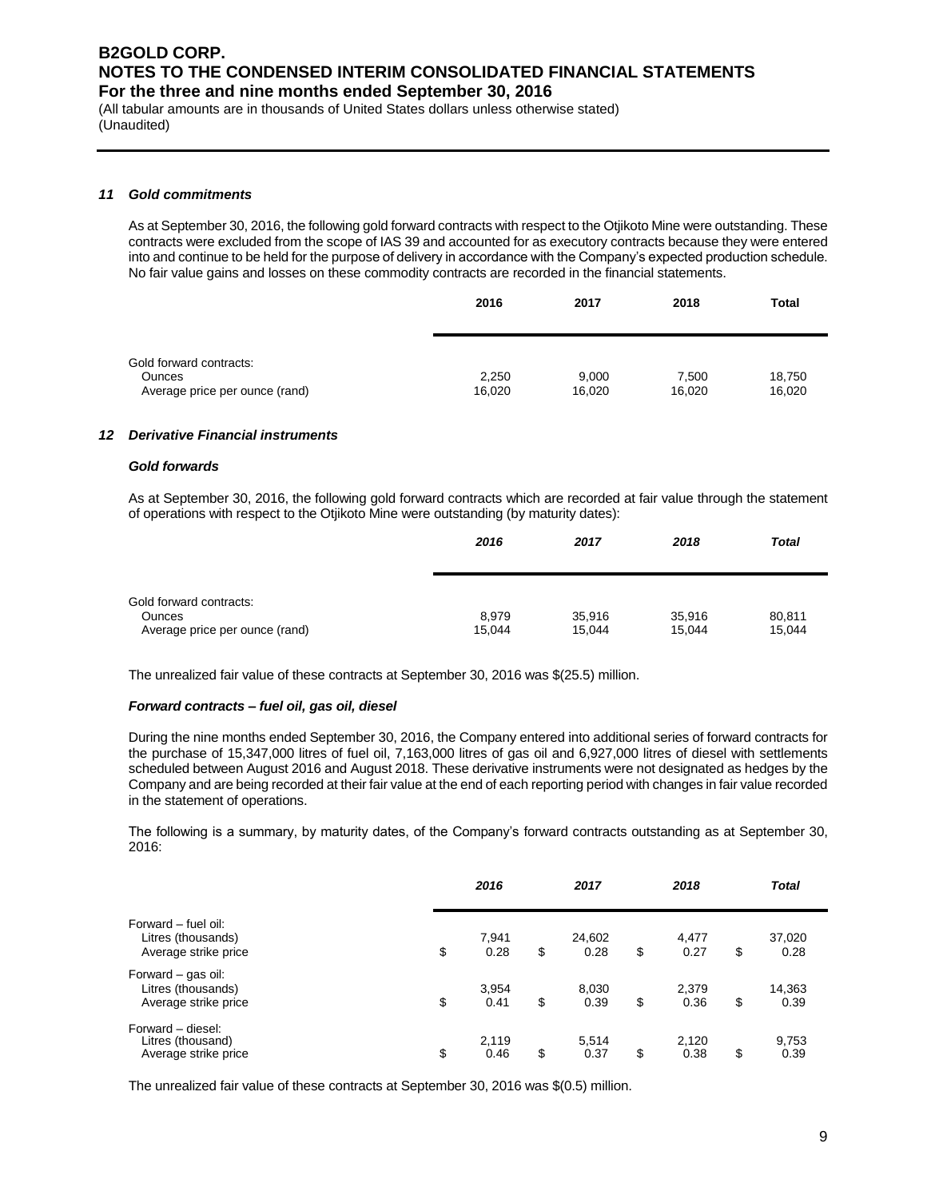### *11 Gold commitments*

As at September 30, 2016, the following gold forward contracts with respect to the Otjikoto Mine were outstanding. These contracts were excluded from the scope of IAS 39 and accounted for as executory contracts because they were entered into and continue to be held for the purpose of delivery in accordance with the Company's expected production schedule. No fair value gains and losses on these commodity contracts are recorded in the financial statements.

| | **2016** | **2017** | **2018** | **Total** |
|---|---|---|---|---|
| Gold forward contracts: | | | | |
| Ounces | 2,250 | 9,000 | 7,500 | 18,750 |
| Average price per ounce (rand) | 16,020 | 16,020 | 16,020 | 16,020 |

### *12 Derivative Financial instruments*

#### *Gold forwards*

As at September 30, 2016, the following gold forward contracts which are recorded at fair value through the statement of operations with respect to the Otjikoto Mine were outstanding (by maturity dates):

| | ***2016*** | ***2017*** | ***2018*** | ***Total*** |
|---|---|---|---|---|
| Gold forward contracts: | | | | |
| Ounces | 8,979 | 35,916 | 35,916 | 80,811 |
| Average price per ounce (rand) | 15,044 | 15,044 | 15,044 | 15,044 |

The unrealized fair value of these contracts at September 30, 2016 was $(25.5) million.

#### *Forward contracts – fuel oil, gas oil, diesel*

During the nine months ended September 30, 2016, the Company entered into additional series of forward contracts for the purchase of 15,347,000 litres of fuel oil, 7,163,000 litres of gas oil and 6,927,000 litres of diesel with settlements scheduled between August 2016 and August 2018. These derivative instruments were not designated as hedges by the Company and are being recorded at their fair value at the end of each reporting period with changes in fair value recorded in the statement of operations.

The following is a summary, by maturity dates, of the Company's forward contracts outstanding as at September 30, 2016:

| | ***2016*** | ***2017*** | ***2018*** | ***Total*** |
|---|---|---|---|---|
| Forward – fuel oil: | | | | |
| Litres (thousands) | 7,941 | 24,602 | 4,477 | 37,020 |
| Average strike price | $ 0.28 | $ 0.28 | $ 0.27 | $ 0.28 |
| Forward – gas oil: | | | | |
| Litres (thousands) | 3,954 | 8,030 | 2,379 | 14,363 |
| Average strike price | $ 0.41 | $ 0.39 | $ 0.36 | $ 0.39 |
| Forward – diesel: | | | | |
| Litres (thousand) | 2,119 | 5,514 | 2,120 | 9,753 |
| Average strike price | $ 0.46 | $ 0.37 | $ 0.38 | $ 0.39 |

The unrealized fair value of these contracts at September 30, 2016 was $(0.5) million.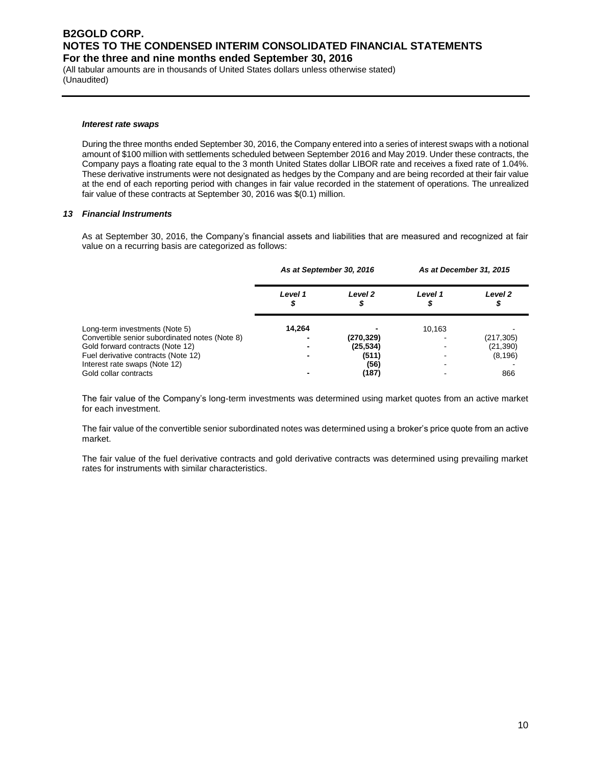#### *Interest rate swaps*

During the three months ended September 30, 2016, the Company entered into a series of interest swaps with a notional amount of $100 million with settlements scheduled between September 2016 and May 2019. Under these contracts, the Company pays a floating rate equal to the 3 month United States dollar LIBOR rate and receives a fixed rate of 1.04%. These derivative instruments were not designated as hedges by the Company and are being recorded at their fair value at the end of each reporting period with changes in fair value recorded in the statement of operations. The unrealized fair value of these contracts at September 30, 2016 was $(0.1) million.

### *13 Financial Instruments*

As at September 30, 2016, the Company's financial assets and liabilities that are measured and recognized at fair value on a recurring basis are categorized as follows:

| | *As at September 30, 2016* | | *As at December 31, 2015* | |
|---|---|---|---|---|
| | *Level 1* $ | *Level 2* $ | *Level 1* $ | *Level 2* $ |
| Long-term investments (Note 5) | **14,264** | **-** | 10,163 | - |
| Convertible senior subordinated notes (Note 8) | **-** | **(270,329)** | - | (217,305) |
| Gold forward contracts (Note 12) | **-** | **(25,534)** | - | (21,390) |
| Fuel derivative contracts (Note 12) | **-** | **(511)** | - | (8,196) |
| Interest rate swaps (Note 12) | | **(56)** | - | - |
| Gold collar contracts | **-** | **(187)** | - | 866 |

The fair value of the Company's long-term investments was determined using market quotes from an active market for each investment.

The fair value of the convertible senior subordinated notes was determined using a broker's price quote from an active market.

The fair value of the fuel derivative contracts and gold derivative contracts was determined using prevailing market rates for instruments with similar characteristics.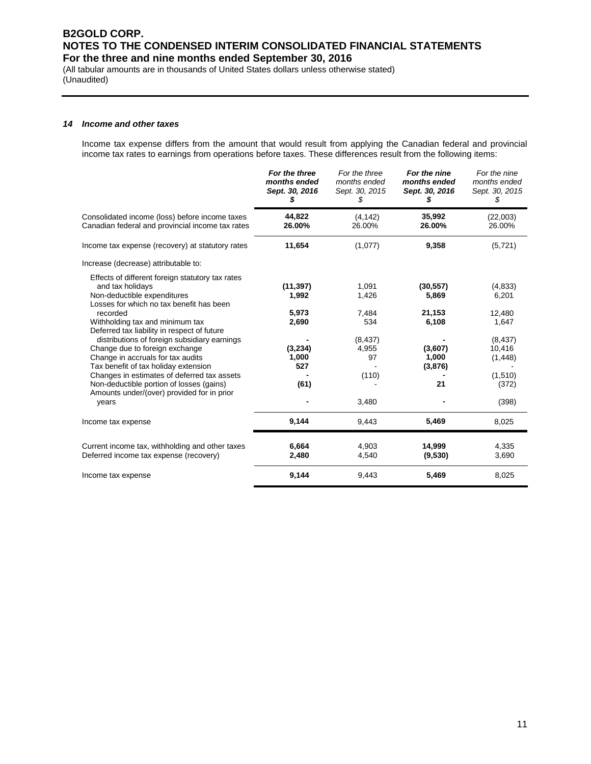## 14 Income and other taxes

Income tax expense differs from the amount that would result from applying the Canadian federal and provincial income tax rates to earnings from operations before taxes. These differences result from the following items:

| | **For the three months ended Sept. 30, 2016 $** | For the three months ended Sept. 30, 2015 $ | **For the nine months ended Sept. 30, 2016 $** | For the nine months ended Sept. 30, 2015 $ |
|---|---|---|---|---|
| Consolidated income (loss) before income taxes | **44,822** | (4,142) | **35,992** | (22,003) |
| Canadian federal and provincial income tax rates | **26.00%** | 26.00% | **26.00%** | 26.00% |
| Income tax expense (recovery) at statutory rates | **11,654** | (1,077) | **9,358** | (5,721) |
| Increase (decrease) attributable to: | | | | |
| Effects of different foreign statutory tax rates and tax holidays | **(11,397)** | 1,091 | **(30,557)** | (4,833) |
| Non-deductible expenditures | **1,992** | 1,426 | **5,869** | 6,201 |
| Losses for which no tax benefit has been recorded | **5,973** | 7,484 | **21,153** | 12,480 |
| Withholding tax and minimum tax | **2,690** | 534 | **6,108** | 1,647 |
| Deferred tax liability in respect of future distributions of foreign subsidiary earnings | **-** | (8,437) | **-** | (8,437) |
| Change due to foreign exchange | **(3,234)** | 4,955 | **(3,607)** | 10,416 |
| Change in accruals for tax audits | **1,000** | 97 | **1,000** | (1,448) |
| Tax benefit of tax holiday extension | **527** | - | **(3,876)** | - |
| Changes in estimates of deferred tax assets | **-** | (110) | **-** | (1,510) |
| Non-deductible portion of losses (gains) | **(61)** | - | **21** | (372) |
| Amounts under/(over) provided for in prior years | **-** | 3,480 | **-** | (398) |
| Income tax expense | **9,144** | 9,443 | **5,469** | 8,025 |
| Current income tax, withholding and other taxes | **6,664** | 4,903 | **14,999** | 4,335 |
| Deferred income tax expense (recovery) | **2,480** | 4,540 | **(9,530)** | 3,690 |
| Income tax expense | **9,144** | 9,443 | **5,469** | 8,025 |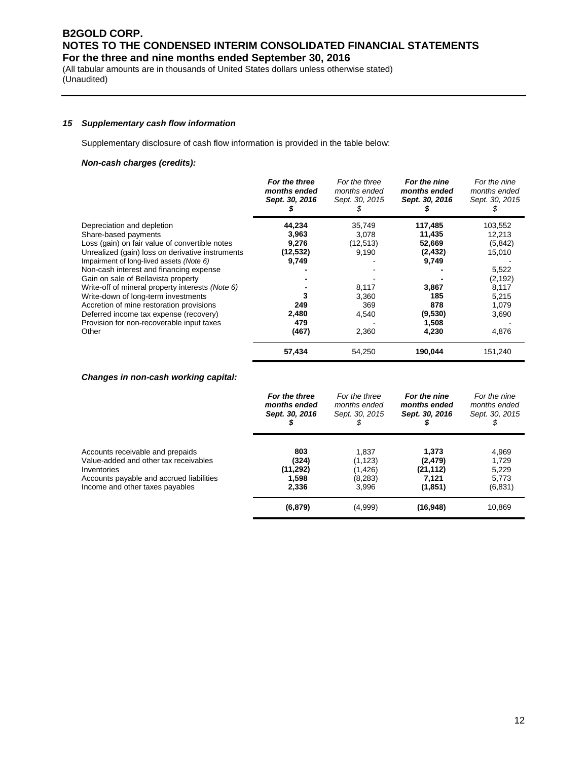### 15 Supplementary cash flow information

Supplementary disclosure of cash flow information is provided in the table below:

***Non-cash charges (credits):***

| | **For the three months ended Sept. 30, 2016 $** | For the three months ended Sept. 30, 2015 $ | **For the nine months ended Sept. 30, 2016 $** | For the nine months ended Sept. 30, 2015 $ |
|---|---|---|---|---|
| Depreciation and depletion | **44,234** | 35,749 | **117,485** | 103,552 |
| Share-based payments | **3,963** | 3,078 | **11,435** | 12,213 |
| Loss (gain) on fair value of convertible notes | **9,276** | (12,513) | **52,669** | (5,842) |
| Unrealized (gain) loss on derivative instruments | **(12,532)** | 9,190 | **(2,432)** | 15,010 |
| Impairment of long-lived assets *(Note 6)* | **9,749** | - | **9,749** | - |
| Non-cash interest and financing expense | **-** | - | **-** | 5,522 |
| Gain on sale of Bellavista property | **-** | - | **-** | (2,192) |
| Write-off of mineral property interests *(Note 6)* | **-** | 8,117 | **3,867** | 8,117 |
| Write-down of long-term investments | **3** | 3,360 | **185** | 5,215 |
| Accretion of mine restoration provisions | **249** | 369 | **878** | 1,079 |
| Deferred income tax expense (recovery) | **2,480** | 4,540 | **(9,530)** | 3,690 |
| Provision for non-recoverable input taxes | **479** | - | **1,508** | - |
| Other | **(467)** | 2,360 | **4,230** | 4,876 |
| | **57,434** | 54,250 | **190,044** | 151,240 |

***Changes in non-cash working capital:***

| | **For the three months ended Sept. 30, 2016 $** | For the three months ended Sept. 30, 2015 $ | **For the nine months ended Sept. 30, 2016 $** | For the nine months ended Sept. 30, 2015 $ |
|---|---|---|---|---|
| Accounts receivable and prepaids | **803** | 1,837 | **1,373** | 4,969 |
| Value-added and other tax receivables | **(324)** | (1,123) | **(2,479)** | 1,729 |
| Inventories | **(11,292)** | (1,426) | **(21,112)** | 5,229 |
| Accounts payable and accrued liabilities | **1,598** | (8,283) | **7,121** | 5,773 |
| Income and other taxes payables | **2,336** | 3,996 | **(1,851)** | (6,831) |
| | **(6,879)** | (4,999) | **(16,948)** | 10,869 |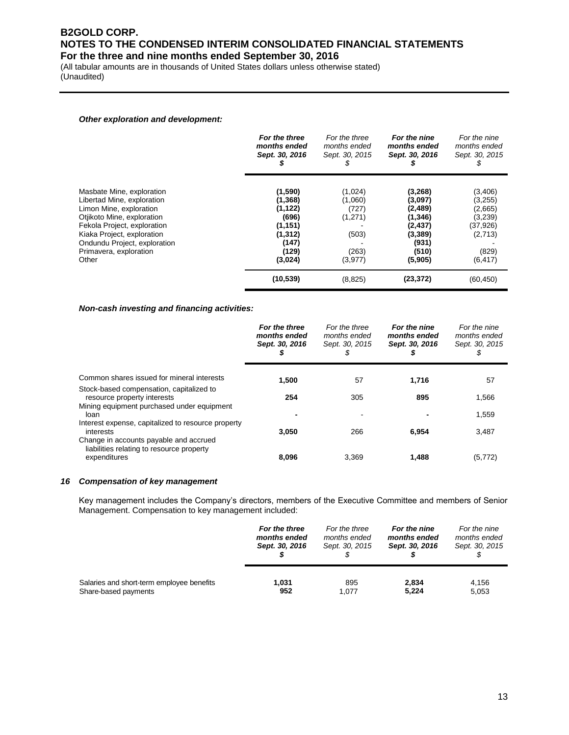***Other exploration and development:***

| | ***For the three months ended Sept. 30, 2016 $*** | *For the three months ended Sept. 30, 2015 $* | ***For the nine months ended Sept. 30, 2016 $*** | *For the nine months ended Sept. 30, 2015 $* |
|---|---|---|---|---|
| Masbate Mine, exploration | **(1,590)** | (1,024) | **(3,268)** | (3,406) |
| Libertad Mine, exploration | **(1,368)** | (1,060) | **(3,097)** | (3,255) |
| Limon Mine, exploration | **(1,122)** | (727) | **(2,489)** | (2,665) |
| Otjikoto Mine, exploration | **(696)** | (1,271) | **(1,346)** | (3,239) |
| Fekola Project, exploration | **(1,151)** | - | **(2,437)** | (37,926) |
| Kiaka Project, exploration | **(1,312)** | (503) | **(3,389)** | (2,713) |
| Ondundu Project, exploration | **(147)** | - | **(931)** | - |
| Primavera, exploration | **(129)** | (263) | **(510)** | (829) |
| Other | **(3,024)** | (3,977) | **(5,905)** | (6,417) |
| | **(10,539)** | (8,825) | **(23,372)** | (60,450) |

***Non-cash investing and financing activities:***

| | ***For the three months ended Sept. 30, 2016 $*** | *For the three months ended Sept. 30, 2015 $* | ***For the nine months ended Sept. 30, 2016 $*** | *For the nine months ended Sept. 30, 2015 $* |
|---|---|---|---|---|
| Common shares issued for mineral interests | **1,500** | 57 | **1,716** | 57 |
| Stock-based compensation, capitalized to resource property interests | **254** | 305 | **895** | 1,566 |
| Mining equipment purchased under equipment loan | **-** | - | **-** | 1,559 |
| Interest expense, capitalized to resource property interests | **3,050** | 266 | **6,954** | 3,487 |
| Change in accounts payable and accrued liabilities relating to resource property expenditures | **8,096** | 3,369 | **1,488** | (5,772) |

### *16 Compensation of key management*

Key management includes the Company's directors, members of the Executive Committee and members of Senior Management. Compensation to key management included:

| | ***For the three months ended Sept. 30, 2016 $*** | *For the three months ended Sept. 30, 2015 $* | ***For the nine months ended Sept. 30, 2016 $*** | *For the nine months ended Sept. 30, 2015 $* |
|---|---|---|---|---|
| Salaries and short-term employee benefits | **1,031** | 895 | **2,834** | 4,156 |
| Share-based payments | **952** | 1,077 | **5,224** | 5,053 |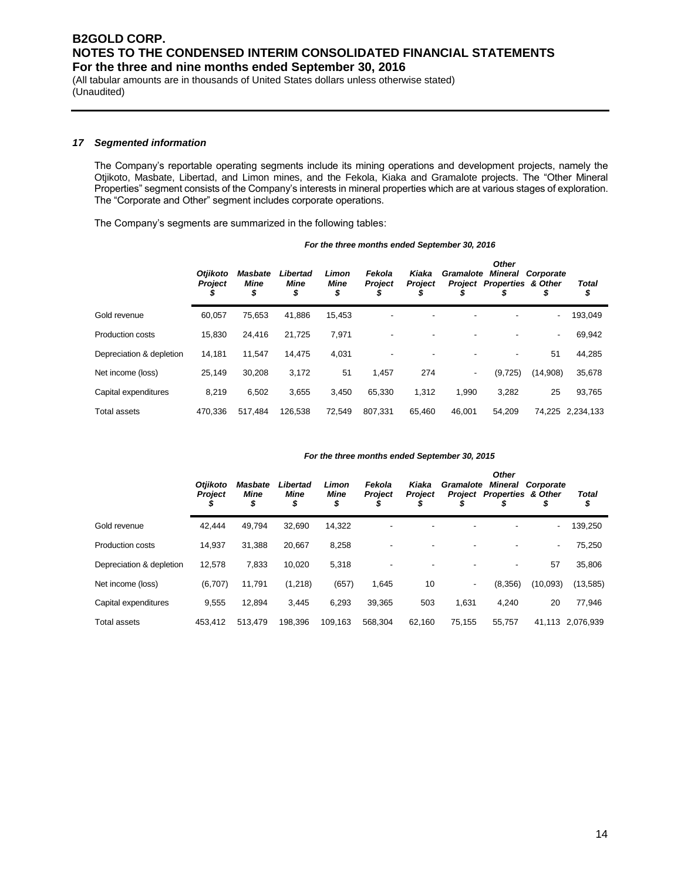### 17 Segmented information

The Company's reportable operating segments include its mining operations and development projects, namely the Otjikoto, Masbate, Libertad, and Limon mines, and the Fekola, Kiaka and Gramalote projects. The "Other Mineral Properties" segment consists of the Company's interests in mineral properties which are at various stages of exploration. The "Corporate and Other" segment includes corporate operations.

The Company's segments are summarized in the following tables:

*For the three months ended September 30, 2016*

| | *Otjikoto Project $* | *Masbate Mine $* | *Libertad Mine $* | *Limon Mine $* | *Fekola Project $* | *Kiaka Project $* | *Gramalote Project $* | *Other Mineral Properties $* | *Corporate & Other $* | *Total $* |
|---|---|---|---|---|---|---|---|---|---|---|
| Gold revenue | 60,057 | 75,653 | 41,886 | 15,453 | - | - | - | - | - | 193,049 |
| Production costs | 15,830 | 24,416 | 21,725 | 7,971 | - | - | - | - | - | 69,942 |
| Depreciation & depletion | 14,181 | 11,547 | 14,475 | 4,031 | - | - | - | - | 51 | 44,285 |
| Net income (loss) | 25,149 | 30,208 | 3,172 | 51 | 1,457 | 274 | - | (9,725) | (14,908) | 35,678 |
| Capital expenditures | 8,219 | 6,502 | 3,655 | 3,450 | 65,330 | 1,312 | 1,990 | 3,282 | 25 | 93,765 |
| Total assets | 470,336 | 517,484 | 126,538 | 72,549 | 807,331 | 65,460 | 46,001 | 54,209 | 74,225 | 2,234,133 |

*For the three months ended September 30, 2015*

| | *Otjikoto Project $* | *Masbate Mine $* | *Libertad Mine $* | *Limon Mine $* | *Fekola Project $* | *Kiaka Project $* | *Gramalote Project $* | *Other Mineral Properties $* | *Corporate & Other $* | *Total $* |
|---|---|---|---|---|---|---|---|---|---|---|
| Gold revenue | 42,444 | 49,794 | 32,690 | 14,322 | - | - | - | - | - | 139,250 |
| Production costs | 14,937 | 31,388 | 20,667 | 8,258 | - | - | - | - | - | 75,250 |
| Depreciation & depletion | 12,578 | 7,833 | 10,020 | 5,318 | - | - | - | - | 57 | 35,806 |
| Net income (loss) | (6,707) | 11,791 | (1,218) | (657) | 1,645 | 10 | - | (8,356) | (10,093) | (13,585) |
| Capital expenditures | 9,555 | 12,894 | 3,445 | 6,293 | 39,365 | 503 | 1,631 | 4,240 | 20 | 77,946 |
| Total assets | 453,412 | 513,479 | 198,396 | 109,163 | 568,304 | 62,160 | 75,155 | 55,757 | 41,113 | 2,076,939 |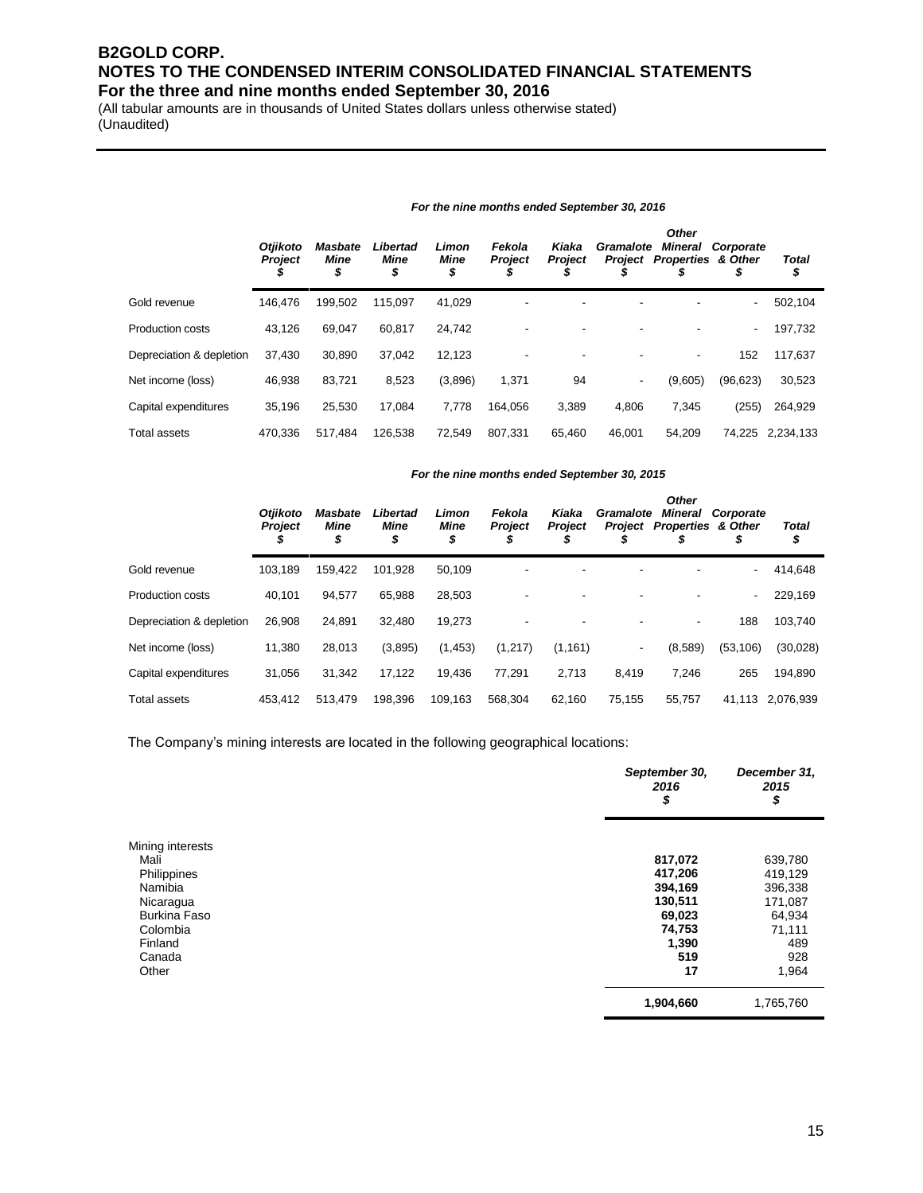*For the nine months ended September 30, 2016*

| | *Otjikoto Project* $ | *Masbate Mine* $ | *Libertad Mine* $ | *Limon Mine* $ | *Fekola Project* $ | *Kiaka Project* $ | *Gramalote Project* $ | *Other Mineral Properties* $ | *Corporate & Other* $ | *Total* $ |
|---|---|---|---|---|---|---|---|---|---|---|
| Gold revenue | 146,476 | 199,502 | 115,097 | 41,029 | - | - | - | - | - | 502,104 |
| Production costs | 43,126 | 69,047 | 60,817 | 24,742 | - | - | - | - | - | 197,732 |
| Depreciation & depletion | 37,430 | 30,890 | 37,042 | 12,123 | - | - | - | - | 152 | 117,637 |
| Net income (loss) | 46,938 | 83,721 | 8,523 | (3,896) | 1,371 | 94 | - | (9,605) | (96,623) | 30,523 |
| Capital expenditures | 35,196 | 25,530 | 17,084 | 7,778 | 164,056 | 3,389 | 4,806 | 7,345 | (255) | 264,929 |
| Total assets | 470,336 | 517,484 | 126,538 | 72,549 | 807,331 | 65,460 | 46,001 | 54,209 | 74,225 | 2,234,133 |

*For the nine months ended September 30, 2015*

| | *Otjikoto Project* $ | *Masbate Mine* $ | *Libertad Mine* $ | *Limon Mine* $ | *Fekola Project* $ | *Kiaka Project* $ | *Gramalote Project* $ | *Other Mineral Properties* $ | *Corporate & Other* $ | *Total* $ |
|---|---|---|---|---|---|---|---|---|---|---|
| Gold revenue | 103,189 | 159,422 | 101,928 | 50,109 | - | - | - | - | - | 414,648 |
| Production costs | 40,101 | 94,577 | 65,988 | 28,503 | - | - | - | - | - | 229,169 |
| Depreciation & depletion | 26,908 | 24,891 | 32,480 | 19,273 | - | - | - | - | 188 | 103,740 |
| Net income (loss) | 11,380 | 28,013 | (3,895) | (1,453) | (1,217) | (1,161) | - | (8,589) | (53,106) | (30,028) |
| Capital expenditures | 31,056 | 31,342 | 17,122 | 19,436 | 77,291 | 2,713 | 8,419 | 7,246 | 265 | 194,890 |
| Total assets | 453,412 | 513,479 | 198,396 | 109,163 | 568,304 | 62,160 | 75,155 | 55,757 | 41,113 | 2,076,939 |

The Company's mining interests are located in the following geographical locations:

| | *September 30, 2016* $ | *December 31, 2015* $ |
|---|---|---|
| Mining interests | | |
| Mali | **817,072** | 639,780 |
| Philippines | **417,206** | 419,129 |
| Namibia | **394,169** | 396,338 |
| Nicaragua | **130,511** | 171,087 |
| Burkina Faso | **69,023** | 64,934 |
| Colombia | **74,753** | 71,111 |
| Finland | **1,390** | 489 |
| Canada | **519** | 928 |
| Other | **17** | 1,964 |
| | **1,904,660** | 1,765,760 |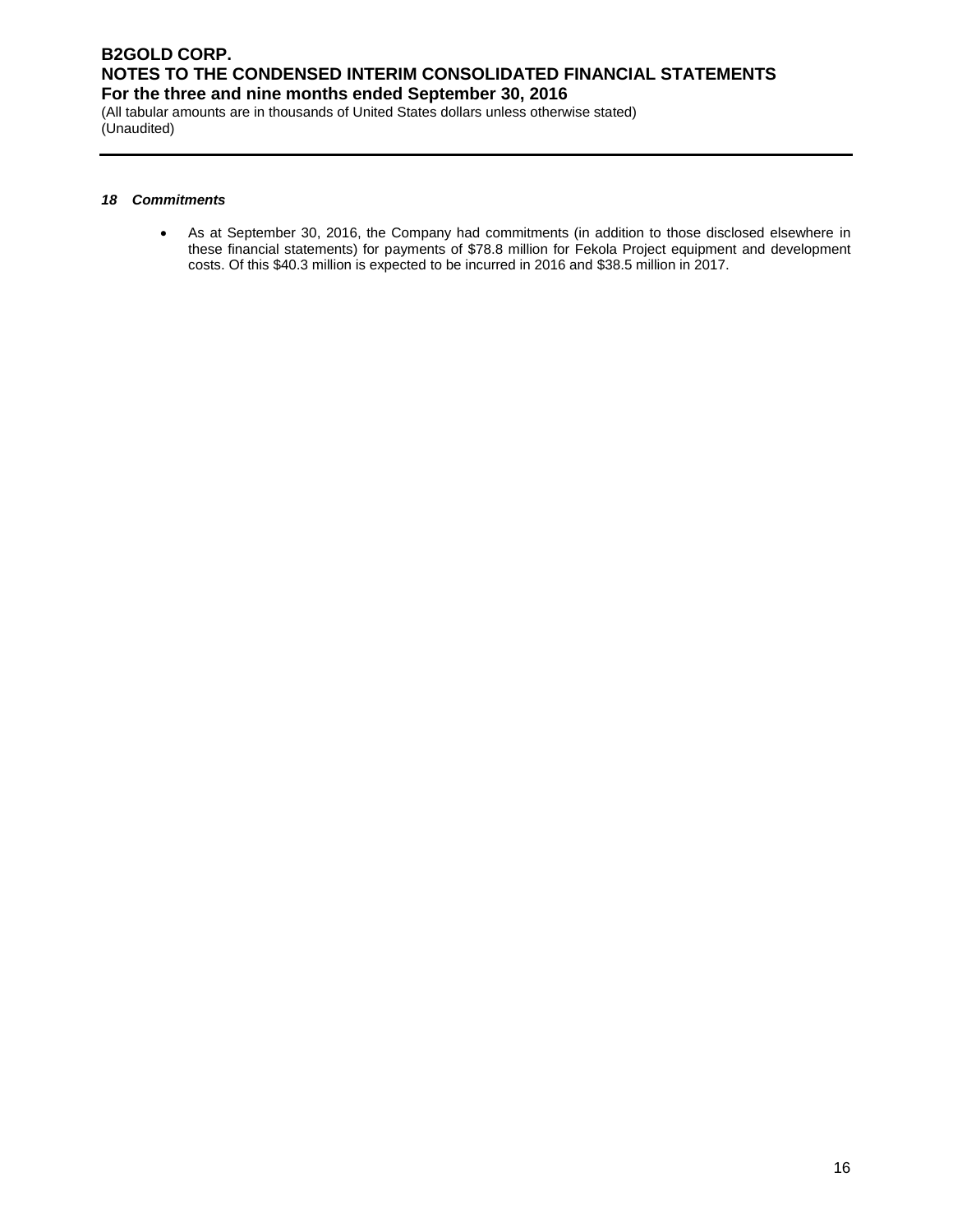### *18 Commitments*

- As at September 30, 2016, the Company had commitments (in addition to those disclosed elsewhere in these financial statements) for payments of $78.8 million for Fekola Project equipment and development costs. Of this $40.3 million is expected to be incurred in 2016 and $38.5 million in 2017.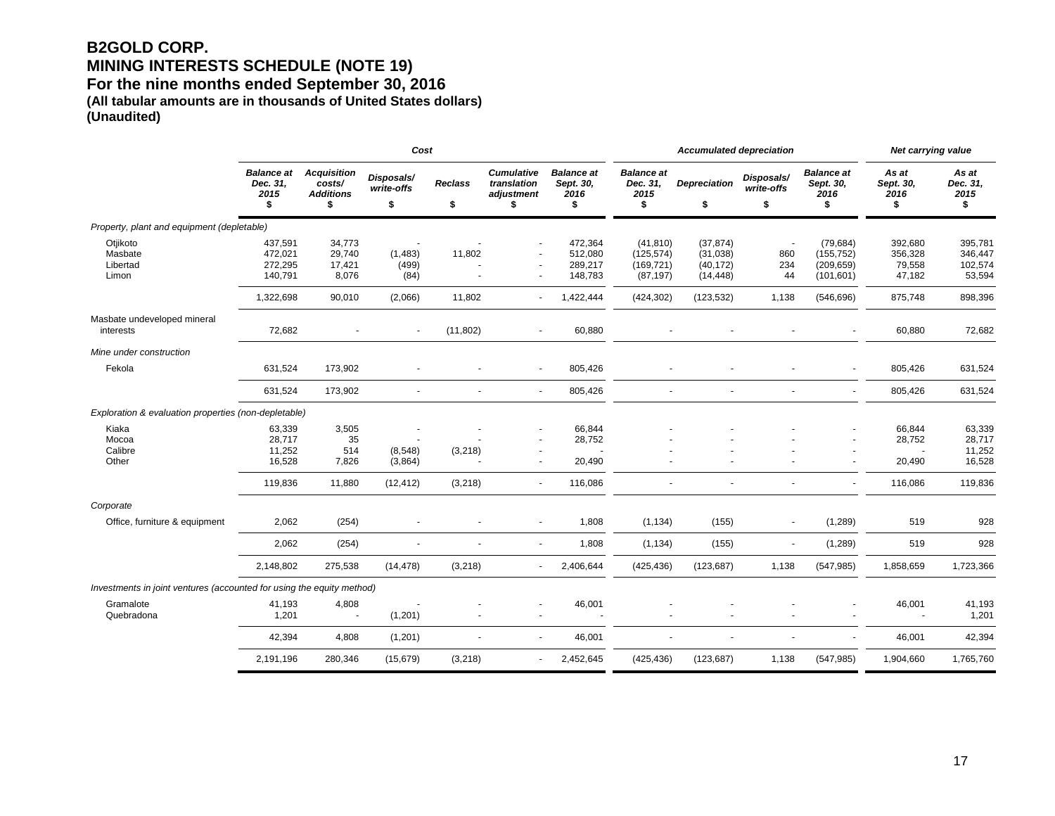# B2GOLD CORP.
# MINING INTERESTS SCHEDULE (NOTE 19)
## For the nine months ended September 30, 2016
### (All tabular amounts are in thousands of United States dollars)
### (Unaudited)

| | Cost | | | | | | Accumulated depreciation | | | | Net carrying value | |
|---|---|---|---|---|---|---|---|---|---|---|---|---|
| | *Balance at Dec. 31, 2015* | *Acquisition costs/ Additions* | *Disposals/ write-offs* | *Reclass* | *Cumulative translation adjustment* | *Balance at Sept. 30, 2016* | *Balance at Dec. 31, 2015* | *Depreciation* | *Disposals/ write-offs* | *Balance at Sept. 30, 2016* | *As at Sept. 30, 2016* | *As at Dec. 31, 2015* |
| | $ | $ | $ | $ | $ | $ | $ | $ | $ | $ | $ | $ |
| *Property, plant and equipment (depletable)* | | | | | | | | | | | | |
| Otjikoto | 437,591 | 34,773 | - | - | - | 472,364 | (41,810) | (37,874) | - | (79,684) | 392,680 | 395,781 |
| Masbate | 472,021 | 29,740 | (1,483) | 11,802 | - | 512,080 | (125,574) | (31,038) | 860 | (155,752) | 356,328 | 346,447 |
| Libertad | 272,295 | 17,421 | (499) | - | - | 289,217 | (169,721) | (40,172) | 234 | (209,659) | 79,558 | 102,574 |
| Limon | 140,791 | 8,076 | (84) | - | - | 148,783 | (87,197) | (14,448) | 44 | (101,601) | 47,182 | 53,594 |
| | 1,322,698 | 90,010 | (2,066) | 11,802 | - | 1,422,444 | (424,302) | (123,532) | 1,138 | (546,696) | 875,748 | 898,396 |
| Masbate undeveloped mineral interests | 72,682 | - | - | (11,802) | - | 60,880 | - | - | - | - | 60,880 | 72,682 |
| *Mine under construction* | | | | | | | | | | | | |
| Fekola | 631,524 | 173,902 | - | - | - | 805,426 | - | - | - | - | 805,426 | 631,524 |
| | 631,524 | 173,902 | - | - | - | 805,426 | - | - | - | - | 805,426 | 631,524 |
| *Exploration & evaluation properties (non-depletable)* | | | | | | | | | | | | |
| Kiaka | 63,339 | 3,505 | - | - | - | 66,844 | - | - | - | - | 66,844 | 63,339 |
| Mocoa | 28,717 | 35 | - | - | - | 28,752 | - | - | - | - | 28,752 | 28,717 |
| Calibre | 11,252 | 514 | (8,548) | (3,218) | - | - | - | - | - | - | - | 11,252 |
| Other | 16,528 | 7,826 | (3,864) | - | - | 20,490 | - | - | - | - | 20,490 | 16,528 |
| | 119,836 | 11,880 | (12,412) | (3,218) | - | 116,086 | - | - | - | - | 116,086 | 119,836 |
| *Corporate* | | | | | | | | | | | | |
| Office, furniture & equipment | 2,062 | (254) | - | - | - | 1,808 | (1,134) | (155) | - | (1,289) | 519 | 928 |
| | 2,062 | (254) | - | - | - | 1,808 | (1,134) | (155) | - | (1,289) | 519 | 928 |
| | 2,148,802 | 275,538 | (14,478) | (3,218) | - | 2,406,644 | (425,436) | (123,687) | 1,138 | (547,985) | 1,858,659 | 1,723,366 |
| *Investments in joint ventures (accounted for using the equity method)* | | | | | | | | | | | | |
| Gramalote | 41,193 | 4,808 | - | - | - | 46,001 | - | - | - | - | 46,001 | 41,193 |
| Quebradona | 1,201 | - | (1,201) | - | - | - | - | - | - | - | - | 1,201 |
| | 42,394 | 4,808 | (1,201) | - | - | 46,001 | - | - | - | - | 46,001 | 42,394 |
| | 2,191,196 | 280,346 | (15,679) | (3,218) | - | 2,452,645 | (425,436) | (123,687) | 1,138 | (547,985) | 1,904,660 | 1,765,760 |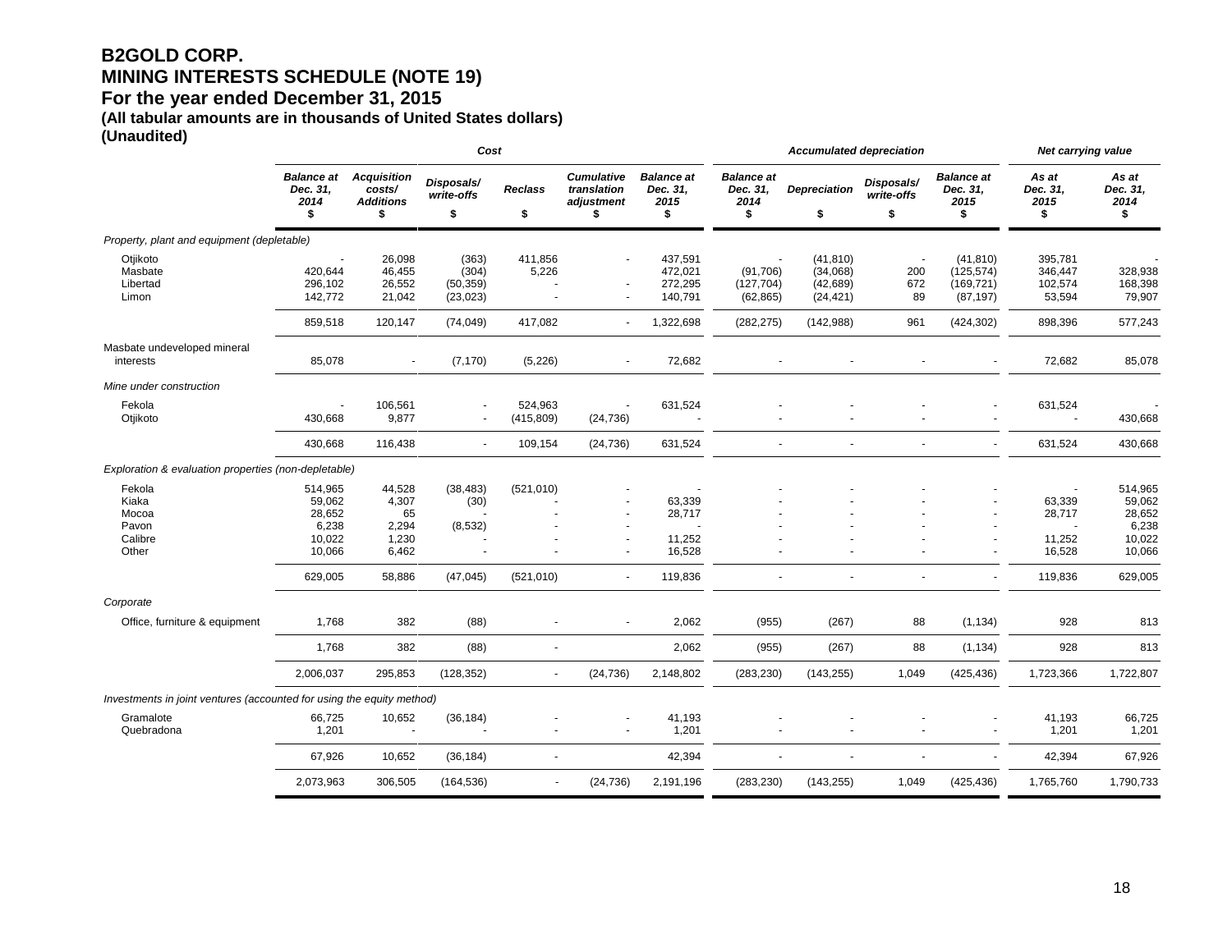# B2GOLD CORP.
## MINING INTERESTS SCHEDULE (NOTE 19)
### For the year ended December 31, 2015
**(All tabular amounts are in thousands of United States dollars)**
**(Unaudited)**

| | *Cost* | | | | | | *Accumulated depreciation* | | | | *Net carrying value* | |
|---|---|---|---|---|---|---|---|---|---|---|---|---|
| | ***Balance at Dec. 31, 2014*** **$** | ***Acquisition costs/ Additions*** **$** | ***Disposals/ write-offs*** **$** | ***Reclass*** **$** | ***Cumulative translation adjustment*** **$** | ***Balance at Dec. 31, 2015*** **$** | ***Balance at Dec. 31, 2014*** **$** | ***Depreciation*** **$** | ***Disposals/ write-offs*** **$** | ***Balance at Dec. 31, 2015*** **$** | ***As at Dec. 31, 2015*** **$** | ***As at Dec. 31, 2014*** **$** |
| *Property, plant and equipment (depletable)* | | | | | | | | | | | | |
| Otjikoto | - | 26,098 | (363) | 411,856 | - | 437,591 | - | (41,810) | - | (41,810) | 395,781 | - |
| Masbate | 420,644 | 46,455 | (304) | 5,226 | | 472,021 | (91,706) | (34,068) | 200 | (125,574) | 346,447 | 328,938 |
| Libertad | 296,102 | 26,552 | (50,359) | - | - | 272,295 | (127,704) | (42,689) | 672 | (169,721) | 102,574 | 168,398 |
| Limon | 142,772 | 21,042 | (23,023) | - | - | 140,791 | (62,865) | (24,421) | 89 | (87,197) | 53,594 | 79,907 |
| | 859,518 | 120,147 | (74,049) | 417,082 | - | 1,322,698 | (282,275) | (142,988) | 961 | (424,302) | 898,396 | 577,243 |
| Masbate undeveloped mineral interests | 85,078 | - | (7,170) | (5,226) | - | 72,682 | - | - | - | - | 72,682 | 85,078 |
| *Mine under construction* | | | | | | | | | | | | |
| Fekola | - | 106,561 | - | 524,963 | - | 631,524 | - | - | - | - | 631,524 | - |
| Otjikoto | 430,668 | 9,877 | - | (415,809) | (24,736) | - | - | - | - | - | - | 430,668 |
| | 430,668 | 116,438 | - | 109,154 | (24,736) | 631,524 | - | - | - | - | 631,524 | 430,668 |
| *Exploration & evaluation properties (non-depletable)* | | | | | | | | | | | | |
| Fekola | 514,965 | 44,528 | (38,483) | (521,010) | - | - | - | - | - | - | - | 514,965 |
| Kiaka | 59,062 | 4,307 | (30) | - | - | 63,339 | - | - | - | - | 63,339 | 59,062 |
| Mocoa | 28,652 | 65 | - | - | - | 28,717 | - | - | - | - | 28,717 | 28,652 |
| Pavon | 6,238 | 2,294 | (8,532) | - | - | - | - | - | - | - | - | 6,238 |
| Calibre | 10,022 | 1,230 | - | - | - | 11,252 | - | - | - | - | 11,252 | 10,022 |
| Other | 10,066 | 6,462 | - | - | - | 16,528 | - | - | - | - | 16,528 | 10,066 |
| | 629,005 | 58,886 | (47,045) | (521,010) | - | 119,836 | - | - | - | - | 119,836 | 629,005 |
| *Corporate* | | | | | | | | | | | | |
| Office, furniture & equipment | 1,768 | 382 | (88) | - | - | 2,062 | (955) | (267) | 88 | (1,134) | 928 | 813 |
| | 1,768 | 382 | (88) | - | | 2,062 | (955) | (267) | 88 | (1,134) | 928 | 813 |
| | 2,006,037 | 295,853 | (128,352) | - | (24,736) | 2,148,802 | (283,230) | (143,255) | 1,049 | (425,436) | 1,723,366 | 1,722,807 |
| *Investments in joint ventures (accounted for using the equity method)* | | | | | | | | | | | | |
| Gramalote | 66,725 | 10,652 | (36,184) | - | - | 41,193 | - | - | - | - | 41,193 | 66,725 |
| Quebradona | 1,201 | - | - | - | - | 1,201 | - | - | - | - | 1,201 | 1,201 |
| | 67,926 | 10,652 | (36,184) | - | | 42,394 | - | - | - | - | 42,394 | 67,926 |
| | 2,073,963 | 306,505 | (164,536) | - | (24,736) | 2,191,196 | (283,230) | (143,255) | 1,049 | (425,436) | 1,765,760 | 1,790,733 |